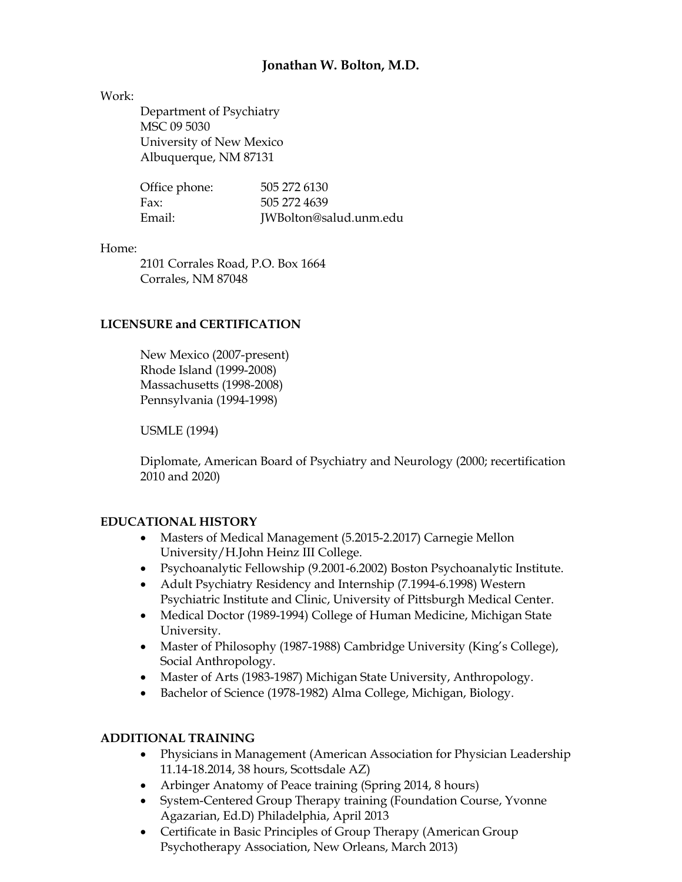# Jonathan W. Bolton, M.D.

Work:

Department of Psychiatry
MSC 09 5030
University of New Mexico
Albuquerque, NM 87131

| | |
|---|---|
| Office phone: | 505 272 6130 |
| Fax: | 505 272 4639 |
| Email: | JWBolton@salud.unm.edu |

Home:

2101 Corrales Road, P.O. Box 1664
Corrales, NM 87048

## LICENSURE and CERTIFICATION

New Mexico (2007-present)
Rhode Island (1999-2008)
Massachusetts (1998-2008)
Pennsylvania (1994-1998)

USMLE (1994)

Diplomate, American Board of Psychiatry and Neurology (2000; recertification 2010 and 2020)

## EDUCATIONAL HISTORY

- Masters of Medical Management (5.2015-2.2017) Carnegie Mellon University/H.John Heinz III College.
- Psychoanalytic Fellowship (9.2001-6.2002) Boston Psychoanalytic Institute.
- Adult Psychiatry Residency and Internship (7.1994-6.1998) Western Psychiatric Institute and Clinic, University of Pittsburgh Medical Center.
- Medical Doctor (1989-1994) College of Human Medicine, Michigan State University.
- Master of Philosophy (1987-1988) Cambridge University (King's College), Social Anthropology.
- Master of Arts (1983-1987) Michigan State University, Anthropology.
- Bachelor of Science (1978-1982) Alma College, Michigan, Biology.

## ADDITIONAL TRAINING

- Physicians in Management (American Association for Physician Leadership 11.14-18.2014, 38 hours, Scottsdale AZ)
- Arbinger Anatomy of Peace training (Spring 2014, 8 hours)
- System-Centered Group Therapy training (Foundation Course, Yvonne Agazarian, Ed.D) Philadelphia, April 2013
- Certificate in Basic Principles of Group Therapy (American Group Psychotherapy Association, New Orleans, March 2013)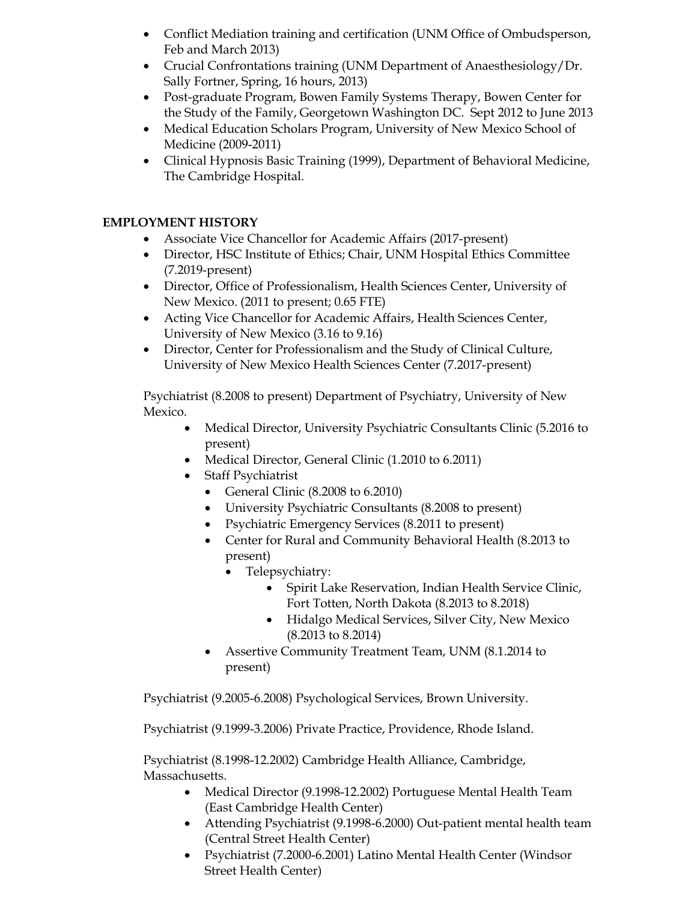- Conflict Mediation training and certification (UNM Office of Ombudsperson, Feb and March 2013)
- Crucial Confrontations training (UNM Department of Anaesthesiology/Dr. Sally Fortner, Spring, 16 hours, 2013)
- Post-graduate Program, Bowen Family Systems Therapy, Bowen Center for the Study of the Family, Georgetown Washington DC. Sept 2012 to June 2013
- Medical Education Scholars Program, University of New Mexico School of Medicine (2009-2011)
- Clinical Hypnosis Basic Training (1999), Department of Behavioral Medicine, The Cambridge Hospital.

**EMPLOYMENT HISTORY**

- Associate Vice Chancellor for Academic Affairs (2017-present)
- Director, HSC Institute of Ethics; Chair, UNM Hospital Ethics Committee (7.2019-present)
- Director, Office of Professionalism, Health Sciences Center, University of New Mexico. (2011 to present; 0.65 FTE)
- Acting Vice Chancellor for Academic Affairs, Health Sciences Center, University of New Mexico (3.16 to 9.16)
- Director, Center for Professionalism and the Study of Clinical Culture, University of New Mexico Health Sciences Center (7.2017-present)

Psychiatrist (8.2008 to present) Department of Psychiatry, University of New Mexico.

- Medical Director, University Psychiatric Consultants Clinic (5.2016 to present)
- Medical Director, General Clinic (1.2010 to 6.2011)
- Staff Psychiatrist
  - General Clinic (8.2008 to 6.2010)
  - University Psychiatric Consultants (8.2008 to present)
  - Psychiatric Emergency Services (8.2011 to present)
  - Center for Rural and Community Behavioral Health (8.2013 to present)
    - Telepsychiatry:
      - Spirit Lake Reservation, Indian Health Service Clinic, Fort Totten, North Dakota (8.2013 to 8.2018)
      - Hidalgo Medical Services, Silver City, New Mexico (8.2013 to 8.2014)
  - Assertive Community Treatment Team, UNM (8.1.2014 to present)

Psychiatrist (9.2005-6.2008) Psychological Services, Brown University.

Psychiatrist (9.1999-3.2006) Private Practice, Providence, Rhode Island.

Psychiatrist (8.1998-12.2002) Cambridge Health Alliance, Cambridge, Massachusetts.

- Medical Director (9.1998-12.2002) Portuguese Mental Health Team (East Cambridge Health Center)
- Attending Psychiatrist (9.1998-6.2000) Out-patient mental health team (Central Street Health Center)
- Psychiatrist (7.2000-6.2001) Latino Mental Health Center (Windsor Street Health Center)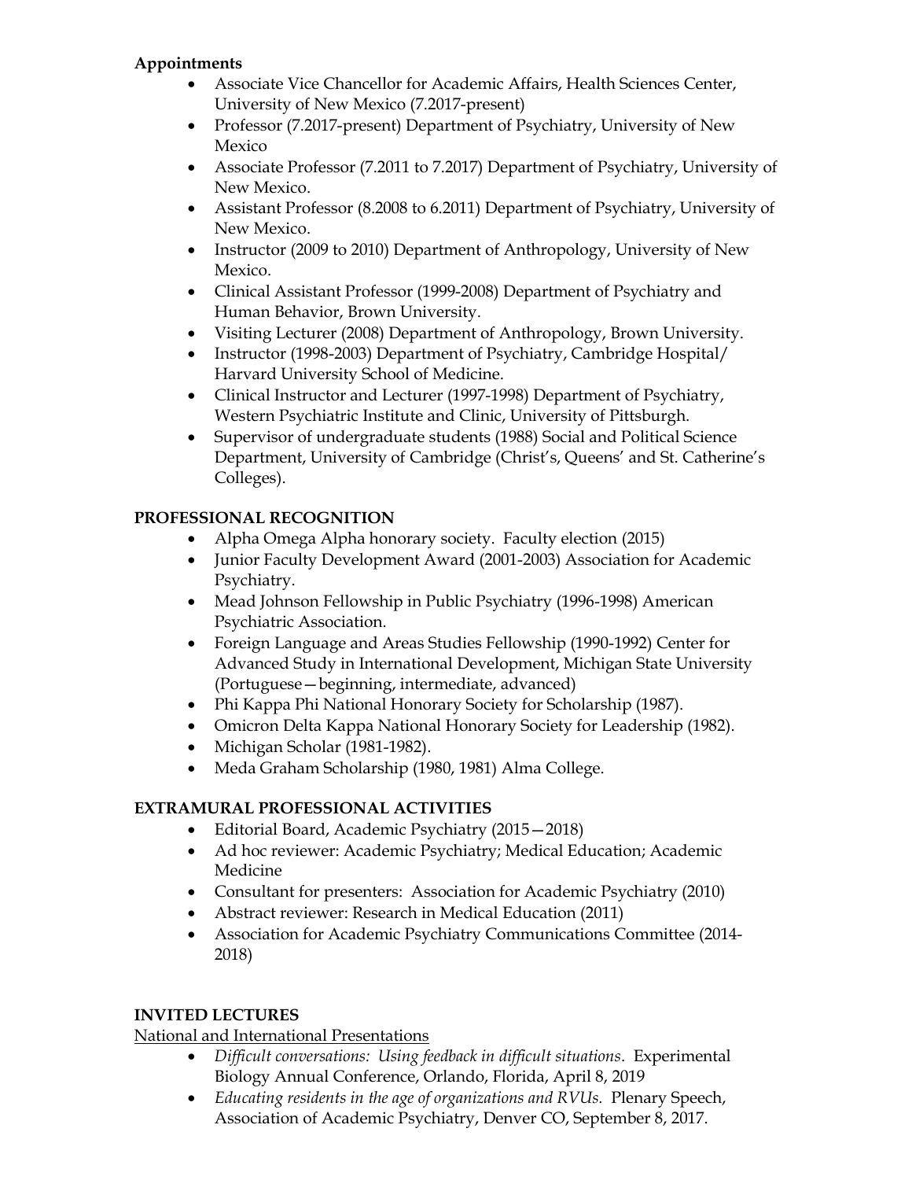**Appointments**

- Associate Vice Chancellor for Academic Affairs, Health Sciences Center, University of New Mexico (7.2017-present)
- Professor (7.2017-present) Department of Psychiatry, University of New Mexico
- Associate Professor (7.2011 to 7.2017) Department of Psychiatry, University of New Mexico.
- Assistant Professor (8.2008 to 6.2011) Department of Psychiatry, University of New Mexico.
- Instructor (2009 to 2010) Department of Anthropology, University of New Mexico.
- Clinical Assistant Professor (1999-2008) Department of Psychiatry and Human Behavior, Brown University.
- Visiting Lecturer (2008) Department of Anthropology, Brown University.
- Instructor (1998-2003) Department of Psychiatry, Cambridge Hospital/ Harvard University School of Medicine.
- Clinical Instructor and Lecturer (1997-1998) Department of Psychiatry, Western Psychiatric Institute and Clinic, University of Pittsburgh.
- Supervisor of undergraduate students (1988) Social and Political Science Department, University of Cambridge (Christ's, Queens' and St. Catherine's Colleges).

## PROFESSIONAL RECOGNITION

- Alpha Omega Alpha honorary society. Faculty election (2015)
- Junior Faculty Development Award (2001-2003) Association for Academic Psychiatry.
- Mead Johnson Fellowship in Public Psychiatry (1996-1998) American Psychiatric Association.
- Foreign Language and Areas Studies Fellowship (1990-1992) Center for Advanced Study in International Development, Michigan State University (Portuguese—beginning, intermediate, advanced)
- Phi Kappa Phi National Honorary Society for Scholarship (1987).
- Omicron Delta Kappa National Honorary Society for Leadership (1982).
- Michigan Scholar (1981-1982).
- Meda Graham Scholarship (1980, 1981) Alma College.

## EXTRAMURAL PROFESSIONAL ACTIVITIES

- Editorial Board, Academic Psychiatry (2015—2018)
- Ad hoc reviewer: Academic Psychiatry; Medical Education; Academic Medicine
- Consultant for presenters: Association for Academic Psychiatry (2010)
- Abstract reviewer: Research in Medical Education (2011)
- Association for Academic Psychiatry Communications Committee (2014-2018)

## INVITED LECTURES

National and International Presentations

- *Difficult conversations: Using feedback in difficult situations*. Experimental Biology Annual Conference, Orlando, Florida, April 8, 2019
- *Educating residents in the age of organizations and RVUs.* Plenary Speech, Association of Academic Psychiatry, Denver CO, September 8, 2017.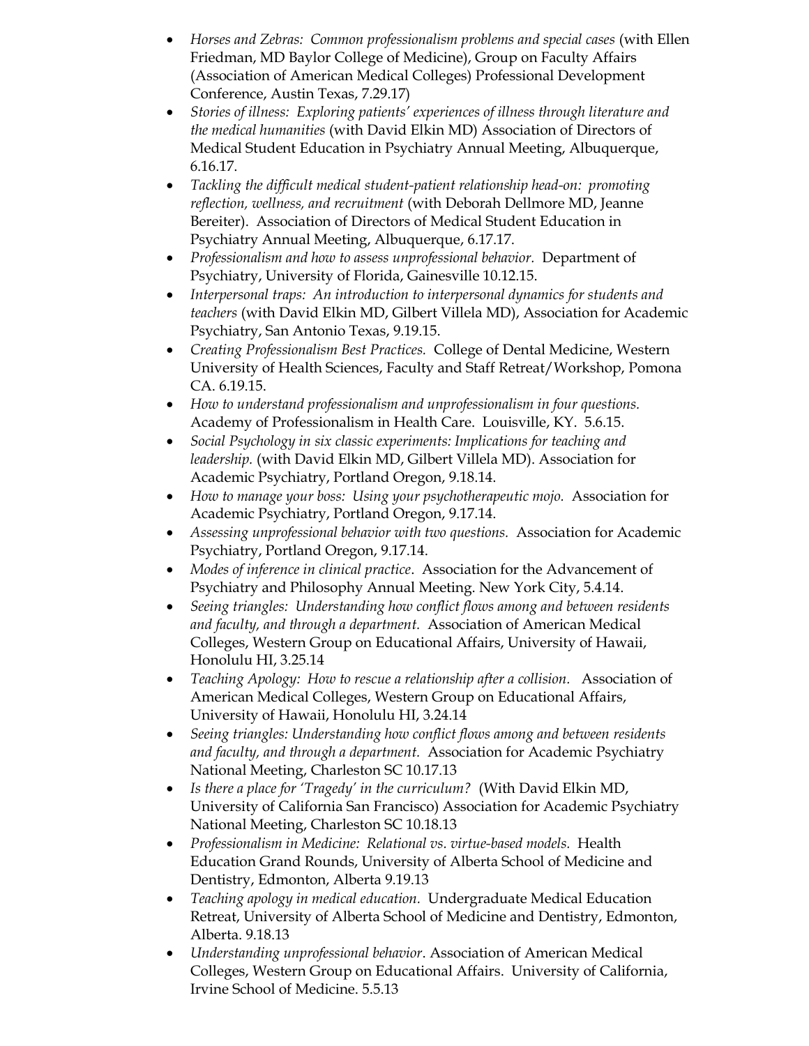- *Horses and Zebras: Common professionalism problems and special cases* (with Ellen Friedman, MD Baylor College of Medicine), Group on Faculty Affairs (Association of American Medical Colleges) Professional Development Conference, Austin Texas, 7.29.17)
- *Stories of illness: Exploring patients' experiences of illness through literature and the medical humanities* (with David Elkin MD) Association of Directors of Medical Student Education in Psychiatry Annual Meeting, Albuquerque, 6.16.17.
- *Tackling the difficult medical student-patient relationship head-on: promoting reflection, wellness, and recruitment* (with Deborah Dellmore MD, Jeanne Bereiter). Association of Directors of Medical Student Education in Psychiatry Annual Meeting, Albuquerque, 6.17.17.
- *Professionalism and how to assess unprofessional behavior.* Department of Psychiatry, University of Florida, Gainesville 10.12.15.
- *Interpersonal traps: An introduction to interpersonal dynamics for students and teachers* (with David Elkin MD, Gilbert Villela MD), Association for Academic Psychiatry, San Antonio Texas, 9.19.15.
- *Creating Professionalism Best Practices.* College of Dental Medicine, Western University of Health Sciences, Faculty and Staff Retreat/Workshop, Pomona CA. 6.19.15.
- *How to understand professionalism and unprofessionalism in four questions.* Academy of Professionalism in Health Care. Louisville, KY. 5.6.15.
- *Social Psychology in six classic experiments: Implications for teaching and leadership.* (with David Elkin MD, Gilbert Villela MD). Association for Academic Psychiatry, Portland Oregon, 9.18.14.
- *How to manage your boss: Using your psychotherapeutic mojo.* Association for Academic Psychiatry, Portland Oregon, 9.17.14.
- *Assessing unprofessional behavior with two questions.* Association for Academic Psychiatry, Portland Oregon, 9.17.14.
- *Modes of inference in clinical practice*. Association for the Advancement of Psychiatry and Philosophy Annual Meeting. New York City, 5.4.14.
- *Seeing triangles: Understanding how conflict flows among and between residents and faculty, and through a department.* Association of American Medical Colleges, Western Group on Educational Affairs, University of Hawaii, Honolulu HI, 3.25.14
- *Teaching Apology: How to rescue a relationship after a collision.* Association of American Medical Colleges, Western Group on Educational Affairs, University of Hawaii, Honolulu HI, 3.24.14
- *Seeing triangles: Understanding how conflict flows among and between residents and faculty, and through a department.* Association for Academic Psychiatry National Meeting, Charleston SC 10.17.13
- *Is there a place for 'Tragedy' in the curriculum?* (With David Elkin MD, University of California San Francisco) Association for Academic Psychiatry National Meeting, Charleston SC 10.18.13
- *Professionalism in Medicine: Relational vs. virtue-based models.* Health Education Grand Rounds, University of Alberta School of Medicine and Dentistry, Edmonton, Alberta 9.19.13
- *Teaching apology in medical education.* Undergraduate Medical Education Retreat, University of Alberta School of Medicine and Dentistry, Edmonton, Alberta. 9.18.13
- *Understanding unprofessional behavior*. Association of American Medical Colleges, Western Group on Educational Affairs. University of California, Irvine School of Medicine. 5.5.13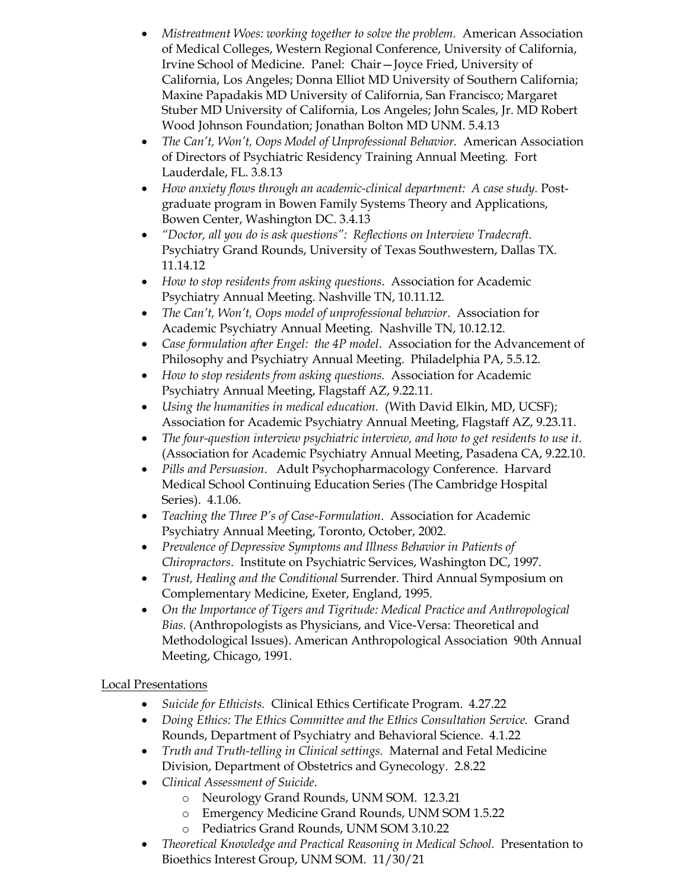- *Mistreatment Woes: working together to solve the problem.* American Association of Medical Colleges, Western Regional Conference, University of California, Irvine School of Medicine. Panel: Chair—Joyce Fried, University of California, Los Angeles; Donna Elliot MD University of Southern California; Maxine Papadakis MD University of California, San Francisco; Margaret Stuber MD University of California, Los Angeles; John Scales, Jr. MD Robert Wood Johnson Foundation; Jonathan Bolton MD UNM. 5.4.13
- *The Can't, Won't, Oops Model of Unprofessional Behavior.* American Association of Directors of Psychiatric Residency Training Annual Meeting. Fort Lauderdale, FL. 3.8.13
- *How anxiety flows through an academic-clinical department: A case study.* Post-graduate program in Bowen Family Systems Theory and Applications, Bowen Center, Washington DC. 3.4.13
- *"Doctor, all you do is ask questions": Reflections on Interview Tradecraft.* Psychiatry Grand Rounds, University of Texas Southwestern, Dallas TX. 11.14.12
- *How to stop residents from asking questions*. Association for Academic Psychiatry Annual Meeting. Nashville TN, 10.11.12.
- *The Can't, Won't, Oops model of unprofessional behavior*. Association for Academic Psychiatry Annual Meeting. Nashville TN, 10.12.12.
- *Case formulation after Engel: the 4P model*. Association for the Advancement of Philosophy and Psychiatry Annual Meeting. Philadelphia PA, 5.5.12.
- *How to stop residents from asking questions.* Association for Academic Psychiatry Annual Meeting, Flagstaff AZ, 9.22.11.
- *Using the humanities in medical education.* (With David Elkin, MD, UCSF); Association for Academic Psychiatry Annual Meeting, Flagstaff AZ, 9.23.11.
- *The four-question interview psychiatric interview, and how to get residents to use it.* (Association for Academic Psychiatry Annual Meeting, Pasadena CA, 9.22.10.
- *Pills and Persuasion*. Adult Psychopharmacology Conference. Harvard Medical School Continuing Education Series (The Cambridge Hospital Series). 4.1.06.
- *Teaching the Three P's of Case-Formulation*. Association for Academic Psychiatry Annual Meeting, Toronto, October, 2002.
- *Prevalence of Depressive Symptoms and Illness Behavior in Patients of Chiropractors*. Institute on Psychiatric Services, Washington DC, 1997.
- *Trust, Healing and the Conditional* Surrender. Third Annual Symposium on Complementary Medicine, Exeter, England, 1995.
- *On the Importance of Tigers and Tigritude: Medical Practice and Anthropological Bias.* (Anthropologists as Physicians, and Vice-Versa: Theoretical and Methodological Issues). American Anthropological Association 90th Annual Meeting, Chicago, 1991.

## Local Presentations

- *Suicide for Ethicists.* Clinical Ethics Certificate Program. 4.27.22
- *Doing Ethics: The Ethics Committee and the Ethics Consultation Service.* Grand Rounds, Department of Psychiatry and Behavioral Science. 4.1.22
- *Truth and Truth-telling in Clinical settings.* Maternal and Fetal Medicine Division, Department of Obstetrics and Gynecology. 2.8.22
- *Clinical Assessment of Suicide.*
  - Neurology Grand Rounds, UNM SOM. 12.3.21
  - Emergency Medicine Grand Rounds, UNM SOM 1.5.22
  - Pediatrics Grand Rounds, UNM SOM 3.10.22
- *Theoretical Knowledge and Practical Reasoning in Medical School.* Presentation to Bioethics Interest Group, UNM SOM. 11/30/21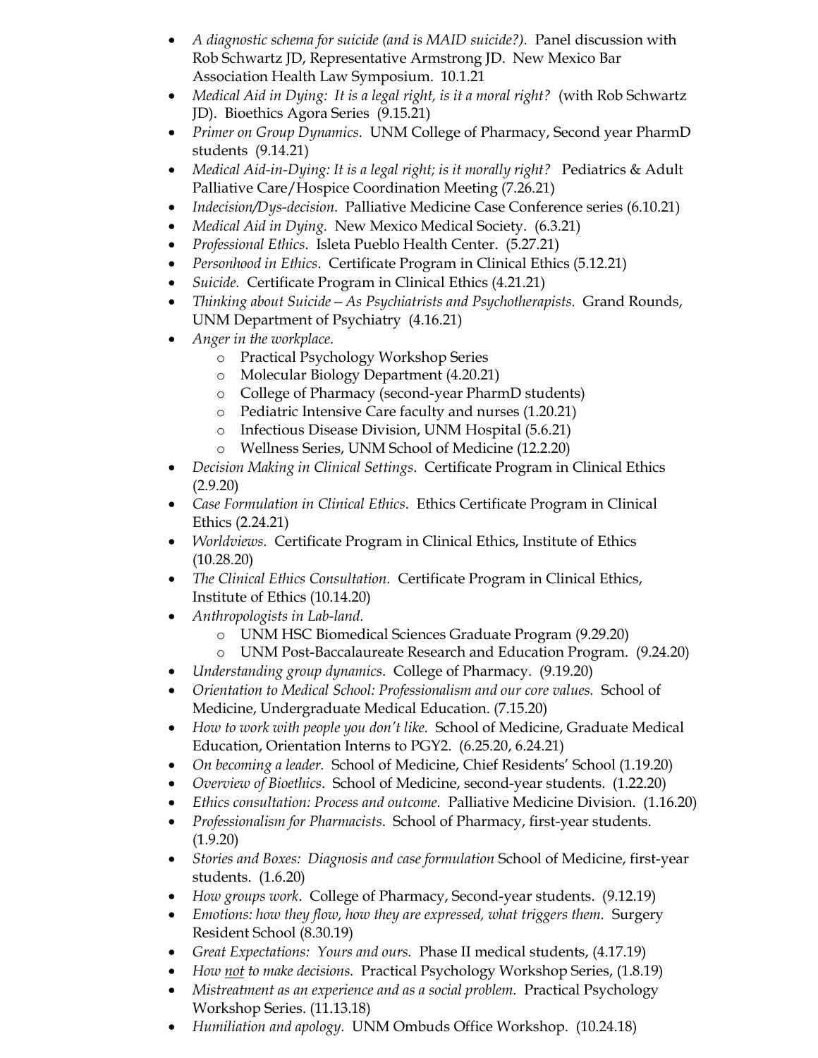- *A diagnostic schema for suicide (and is MAID suicide?).* Panel discussion with Rob Schwartz JD, Representative Armstrong JD. New Mexico Bar Association Health Law Symposium. 10.1.21
- *Medical Aid in Dying: It is a legal right, is it a moral right?* (with Rob Schwartz JD). Bioethics Agora Series (9.15.21)
- *Primer on Group Dynamics*. UNM College of Pharmacy, Second year PharmD students (9.14.21)
- *Medical Aid-in-Dying: It is a legal right; is it morally right?* Pediatrics & Adult Palliative Care/Hospice Coordination Meeting (7.26.21)
- *Indecision/Dys-decision.* Palliative Medicine Case Conference series (6.10.21)
- *Medical Aid in Dying.* New Mexico Medical Society. (6.3.21)
- *Professional Ethics*. Isleta Pueblo Health Center. (5.27.21)
- *Personhood in Ethics*. Certificate Program in Clinical Ethics (5.12.21)
- *Suicide.* Certificate Program in Clinical Ethics (4.21.21)
- *Thinking about Suicide – As Psychiatrists and Psychotherapists.* Grand Rounds, UNM Department of Psychiatry (4.16.21)
- *Anger in the workplace.*
  - Practical Psychology Workshop Series
  - Molecular Biology Department (4.20.21)
  - College of Pharmacy (second-year PharmD students)
  - Pediatric Intensive Care faculty and nurses (1.20.21)
  - Infectious Disease Division, UNM Hospital (5.6.21)
  - Wellness Series, UNM School of Medicine (12.2.20)
- *Decision Making in Clinical Settings*. Certificate Program in Clinical Ethics (2.9.20)
- *Case Formulation in Clinical Ethics*. Ethics Certificate Program in Clinical Ethics (2.24.21)
- *Worldviews.* Certificate Program in Clinical Ethics, Institute of Ethics (10.28.20)
- *The Clinical Ethics Consultation.* Certificate Program in Clinical Ethics, Institute of Ethics (10.14.20)
- *Anthropologists in Lab-land.*
  - UNM HSC Biomedical Sciences Graduate Program (9.29.20)
  - UNM Post-Baccalaureate Research and Education Program. (9.24.20)
- *Understanding group dynamics*. College of Pharmacy. (9.19.20)
- *Orientation to Medical School: Professionalism and our core values.* School of Medicine, Undergraduate Medical Education. (7.15.20)
- *How to work with people you don't like.* School of Medicine, Graduate Medical Education, Orientation Interns to PGY2. (6.25.20, 6.24.21)
- *On becoming a leader.* School of Medicine, Chief Residents' School (1.19.20)
- *Overview of Bioethics*. School of Medicine, second-year students. (1.22.20)
- *Ethics consultation: Process and outcome.* Palliative Medicine Division. (1.16.20)
- *Professionalism for Pharmacists*. School of Pharmacy, first-year students. (1.9.20)
- *Stories and Boxes: Diagnosis and case formulation* School of Medicine, first-year students. (1.6.20)
- *How groups work*. College of Pharmacy, Second-year students. (9.12.19)
- *Emotions: how they flow, how they are expressed, what triggers them.* Surgery Resident School (8.30.19)
- *Great Expectations: Yours and ours.* Phase II medical students, (4.17.19)
- *How <u>not</u> to make decisions.* Practical Psychology Workshop Series, (1.8.19)
- *Mistreatment as an experience and as a social problem.* Practical Psychology Workshop Series. (11.13.18)
- *Humiliation and apology.* UNM Ombuds Office Workshop. (10.24.18)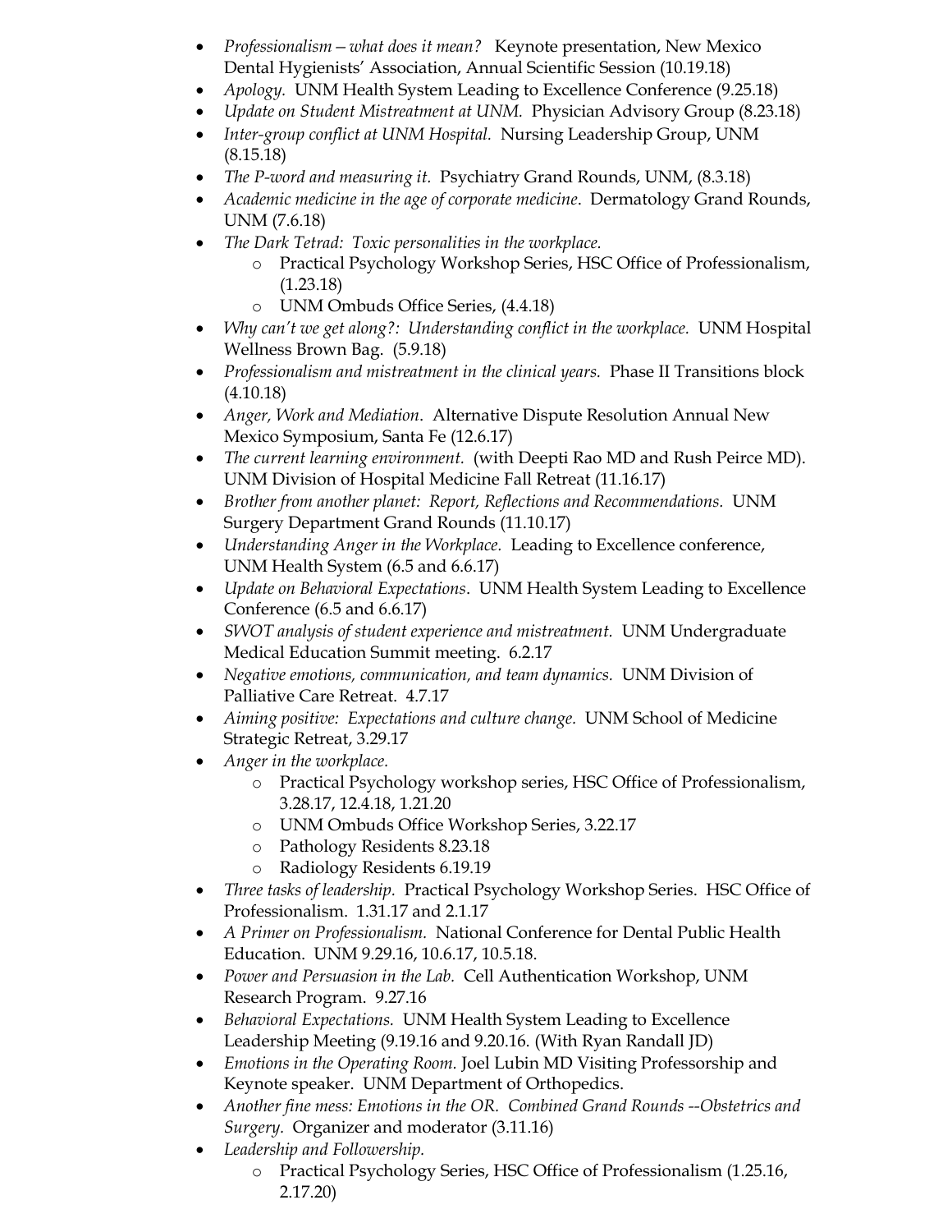- *Professionalism—what does it mean?* Keynote presentation, New Mexico Dental Hygienists' Association, Annual Scientific Session (10.19.18)
- *Apology.* UNM Health System Leading to Excellence Conference (9.25.18)
- *Update on Student Mistreatment at UNM.* Physician Advisory Group (8.23.18)
- *Inter-group conflict at UNM Hospital.* Nursing Leadership Group, UNM (8.15.18)
- *The P-word and measuring it.* Psychiatry Grand Rounds, UNM, (8.3.18)
- *Academic medicine in the age of corporate medicine*. Dermatology Grand Rounds, UNM (7.6.18)
- *The Dark Tetrad: Toxic personalities in the workplace.*
    - Practical Psychology Workshop Series, HSC Office of Professionalism, (1.23.18)
    - UNM Ombuds Office Series, (4.4.18)
- *Why can't we get along?: Understanding conflict in the workplace.* UNM Hospital Wellness Brown Bag. (5.9.18)
- *Professionalism and mistreatment in the clinical years.* Phase II Transitions block (4.10.18)
- *Anger, Work and Mediation*. Alternative Dispute Resolution Annual New Mexico Symposium, Santa Fe (12.6.17)
- *The current learning environment.* (with Deepti Rao MD and Rush Peirce MD). UNM Division of Hospital Medicine Fall Retreat (11.16.17)
- *Brother from another planet: Report, Reflections and Recommendations.* UNM Surgery Department Grand Rounds (11.10.17)
- *Understanding Anger in the Workplace.* Leading to Excellence conference, UNM Health System (6.5 and 6.6.17)
- *Update on Behavioral Expectations*. UNM Health System Leading to Excellence Conference (6.5 and 6.6.17)
- *SWOT analysis of student experience and mistreatment.* UNM Undergraduate Medical Education Summit meeting. 6.2.17
- *Negative emotions, communication, and team dynamics.* UNM Division of Palliative Care Retreat. 4.7.17
- *Aiming positive: Expectations and culture change.* UNM School of Medicine Strategic Retreat, 3.29.17
- *Anger in the workplace.*
    - Practical Psychology workshop series, HSC Office of Professionalism, 3.28.17, 12.4.18, 1.21.20
    - UNM Ombuds Office Workshop Series, 3.22.17
    - Pathology Residents 8.23.18
    - Radiology Residents 6.19.19
- *Three tasks of leadership.* Practical Psychology Workshop Series. HSC Office of Professionalism. 1.31.17 and 2.1.17
- *A Primer on Professionalism.* National Conference for Dental Public Health Education. UNM 9.29.16, 10.6.17, 10.5.18.
- *Power and Persuasion in the Lab.* Cell Authentication Workshop, UNM Research Program. 9.27.16
- *Behavioral Expectations.* UNM Health System Leading to Excellence Leadership Meeting (9.19.16 and 9.20.16. (With Ryan Randall JD)
- *Emotions in the Operating Room.* Joel Lubin MD Visiting Professorship and Keynote speaker. UNM Department of Orthopedics.
- *Another fine mess: Emotions in the OR. Combined Grand Rounds --Obstetrics and Surgery.* Organizer and moderator (3.11.16)
- *Leadership and Followership.*
    - Practical Psychology Series, HSC Office of Professionalism (1.25.16, 2.17.20)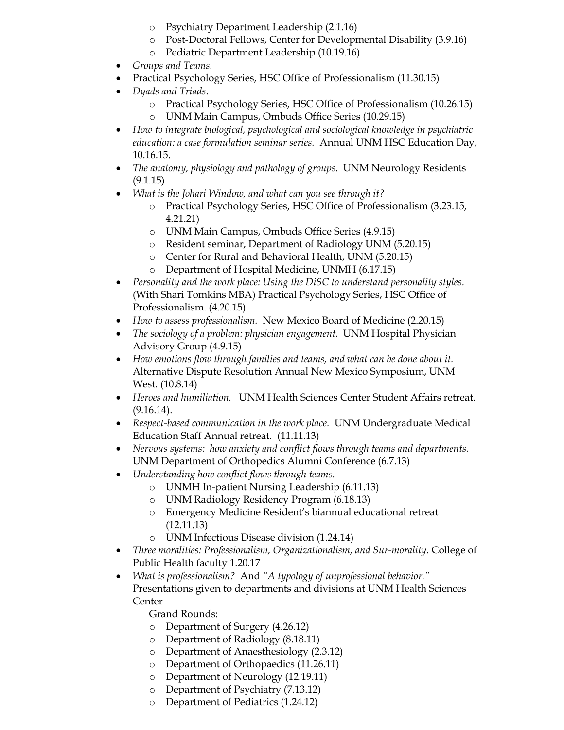- Psychiatry Department Leadership (2.1.16)
  - Post-Doctoral Fellows, Center for Developmental Disability (3.9.16)
  - Pediatric Department Leadership (10.19.16)
- *Groups and Teams.*
- Practical Psychology Series, HSC Office of Professionalism (11.30.15)
- *Dyads and Triads*.
  - Practical Psychology Series, HSC Office of Professionalism (10.26.15)
  - UNM Main Campus, Ombuds Office Series (10.29.15)
- *How to integrate biological, psychological and sociological knowledge in psychiatric education: a case formulation seminar series.* Annual UNM HSC Education Day, 10.16.15.
- *The anatomy, physiology and pathology of groups.* UNM Neurology Residents (9.1.15)
- *What is the Johari Window, and what can you see through it?*
  - Practical Psychology Series, HSC Office of Professionalism (3.23.15, 4.21.21)
  - UNM Main Campus, Ombuds Office Series (4.9.15)
  - Resident seminar, Department of Radiology UNM (5.20.15)
  - Center for Rural and Behavioral Health, UNM (5.20.15)
  - Department of Hospital Medicine, UNMH (6.17.15)
- *Personality and the work place: Using the DiSC to understand personality styles.* (With Shari Tomkins MBA) Practical Psychology Series, HSC Office of Professionalism. (4.20.15)
- *How to assess professionalism.* New Mexico Board of Medicine (2.20.15)
- *The sociology of a problem: physician engagement.* UNM Hospital Physician Advisory Group (4.9.15)
- *How emotions flow through families and teams, and what can be done about it.* Alternative Dispute Resolution Annual New Mexico Symposium, UNM West. (10.8.14)
- *Heroes and humiliation.* UNM Health Sciences Center Student Affairs retreat. (9.16.14).
- *Respect-based communication in the work place.* UNM Undergraduate Medical Education Staff Annual retreat. (11.11.13)
- *Nervous systems: how anxiety and conflict flows through teams and departments.* UNM Department of Orthopedics Alumni Conference (6.7.13)
- *Understanding how conflict flows through teams.*
  - UNMH In-patient Nursing Leadership (6.11.13)
  - UNM Radiology Residency Program (6.18.13)
  - Emergency Medicine Resident's biannual educational retreat (12.11.13)
  - UNM Infectious Disease division (1.24.14)
- *Three moralities: Professionalism, Organizationalism, and Sur-morality.* College of Public Health faculty 1.20.17
- *What is professionalism?* And *"A typology of unprofessional behavior."* Presentations given to departments and divisions at UNM Health Sciences Center

  Grand Rounds:
  - Department of Surgery (4.26.12)
  - Department of Radiology (8.18.11)
  - Department of Anaesthesiology (2.3.12)
  - Department of Orthopaedics (11.26.11)
  - Department of Neurology (12.19.11)
  - Department of Psychiatry (7.13.12)
  - Department of Pediatrics (1.24.12)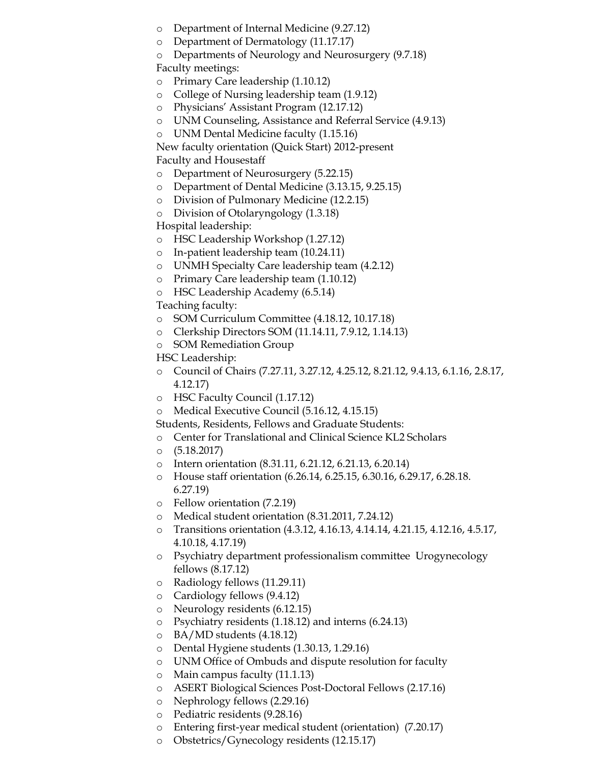- Department of Internal Medicine (9.27.12)
- Department of Dermatology (11.17.17)
- Departments of Neurology and Neurosurgery (9.7.18)

Faculty meetings:

- Primary Care leadership (1.10.12)
- College of Nursing leadership team (1.9.12)
- Physicians' Assistant Program (12.17.12)
- UNM Counseling, Assistance and Referral Service (4.9.13)
- UNM Dental Medicine faculty (1.15.16)

New faculty orientation (Quick Start) 2012-present

Faculty and Housestaff

- Department of Neurosurgery (5.22.15)
- Department of Dental Medicine (3.13.15, 9.25.15)
- Division of Pulmonary Medicine (12.2.15)
- Division of Otolaryngology (1.3.18)

Hospital leadership:

- HSC Leadership Workshop (1.27.12)
- In-patient leadership team (10.24.11)
- UNMH Specialty Care leadership team (4.2.12)
- Primary Care leadership team (1.10.12)
- HSC Leadership Academy (6.5.14)

Teaching faculty:

- SOM Curriculum Committee (4.18.12, 10.17.18)
- Clerkship Directors SOM (11.14.11, 7.9.12, 1.14.13)
- SOM Remediation Group

HSC Leadership:

- Council of Chairs (7.27.11, 3.27.12, 4.25.12, 8.21.12, 9.4.13, 6.1.16, 2.8.17, 4.12.17)
- HSC Faculty Council (1.17.12)
- Medical Executive Council (5.16.12, 4.15.15)

Students, Residents, Fellows and Graduate Students:

- Center for Translational and Clinical Science KL2 Scholars
- (5.18.2017)
- Intern orientation (8.31.11, 6.21.12, 6.21.13, 6.20.14)
- House staff orientation (6.26.14, 6.25.15, 6.30.16, 6.29.17, 6.28.18. 6.27.19)
- Fellow orientation (7.2.19)
- Medical student orientation (8.31.2011, 7.24.12)
- Transitions orientation (4.3.12, 4.16.13, 4.14.14, 4.21.15, 4.12.16, 4.5.17, 4.10.18, 4.17.19)
- Psychiatry department professionalism committee  Urogynecology fellows (8.17.12)
- Radiology fellows (11.29.11)
- Cardiology fellows (9.4.12)
- Neurology residents (6.12.15)
- Psychiatry residents (1.18.12) and interns (6.24.13)
- BA/MD students (4.18.12)
- Dental Hygiene students (1.30.13, 1.29.16)
- UNM Office of Ombuds and dispute resolution for faculty
- Main campus faculty (11.1.13)
- ASERT Biological Sciences Post-Doctoral Fellows (2.17.16)
- Nephrology fellows (2.29.16)
- Pediatric residents (9.28.16)
- Entering first-year medical student (orientation)  (7.20.17)
- Obstetrics/Gynecology residents (12.15.17)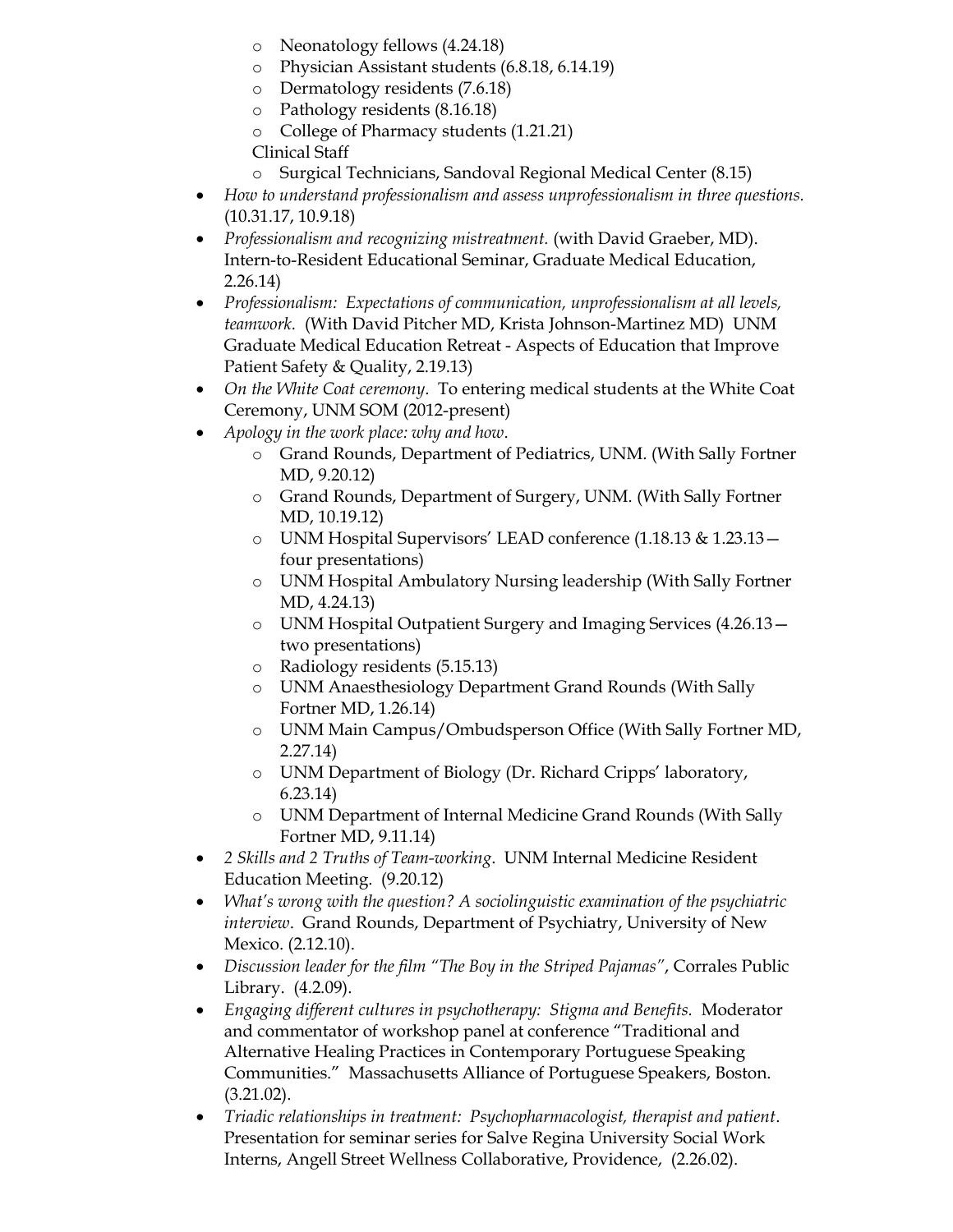- Neonatology fellows (4.24.18)
  - Physician Assistant students (6.8.18, 6.14.19)
  - Dermatology residents (7.6.18)
  - Pathology residents (8.16.18)
  - College of Pharmacy students (1.21.21)

  Clinical Staff
  - Surgical Technicians, Sandoval Regional Medical Center (8.15)
- *How to understand professionalism and assess unprofessionalism in three questions.* (10.31.17, 10.9.18)
- *Professionalism and recognizing mistreatment.* (with David Graeber, MD). Intern-to-Resident Educational Seminar, Graduate Medical Education, 2.26.14)
- *Professionalism: Expectations of communication, unprofessionalism at all levels, teamwork.* (With David Pitcher MD, Krista Johnson-Martinez MD) UNM Graduate Medical Education Retreat - Aspects of Education that Improve Patient Safety & Quality, 2.19.13)
- *On the White Coat ceremony*. To entering medical students at the White Coat Ceremony, UNM SOM (2012-present)
- *Apology in the work place: why and how*.
  - Grand Rounds, Department of Pediatrics, UNM. (With Sally Fortner MD, 9.20.12)
  - Grand Rounds, Department of Surgery, UNM. (With Sally Fortner MD, 10.19.12)
  - UNM Hospital Supervisors' LEAD conference (1.18.13 & 1.23.13—four presentations)
  - UNM Hospital Ambulatory Nursing leadership (With Sally Fortner MD, 4.24.13)
  - UNM Hospital Outpatient Surgery and Imaging Services (4.26.13—two presentations)
  - Radiology residents (5.15.13)
  - UNM Anaesthesiology Department Grand Rounds (With Sally Fortner MD, 1.26.14)
  - UNM Main Campus/Ombudsperson Office (With Sally Fortner MD, 2.27.14)
  - UNM Department of Biology (Dr. Richard Cripps' laboratory, 6.23.14)
  - UNM Department of Internal Medicine Grand Rounds (With Sally Fortner MD, 9.11.14)
- *2 Skills and 2 Truths of Team-working*. UNM Internal Medicine Resident Education Meeting. (9.20.12)
- *What's wrong with the question? A sociolinguistic examination of the psychiatric interview*. Grand Rounds, Department of Psychiatry, University of New Mexico. (2.12.10).
- *Discussion leader for the film "The Boy in the Striped Pajamas"*, Corrales Public Library. (4.2.09).
- *Engaging different cultures in psychotherapy: Stigma and Benefits.* Moderator and commentator of workshop panel at conference "Traditional and Alternative Healing Practices in Contemporary Portuguese Speaking Communities." Massachusetts Alliance of Portuguese Speakers, Boston. (3.21.02).
- *Triadic relationships in treatment: Psychopharmacologist, therapist and patient*. Presentation for seminar series for Salve Regina University Social Work Interns, Angell Street Wellness Collaborative, Providence, (2.26.02).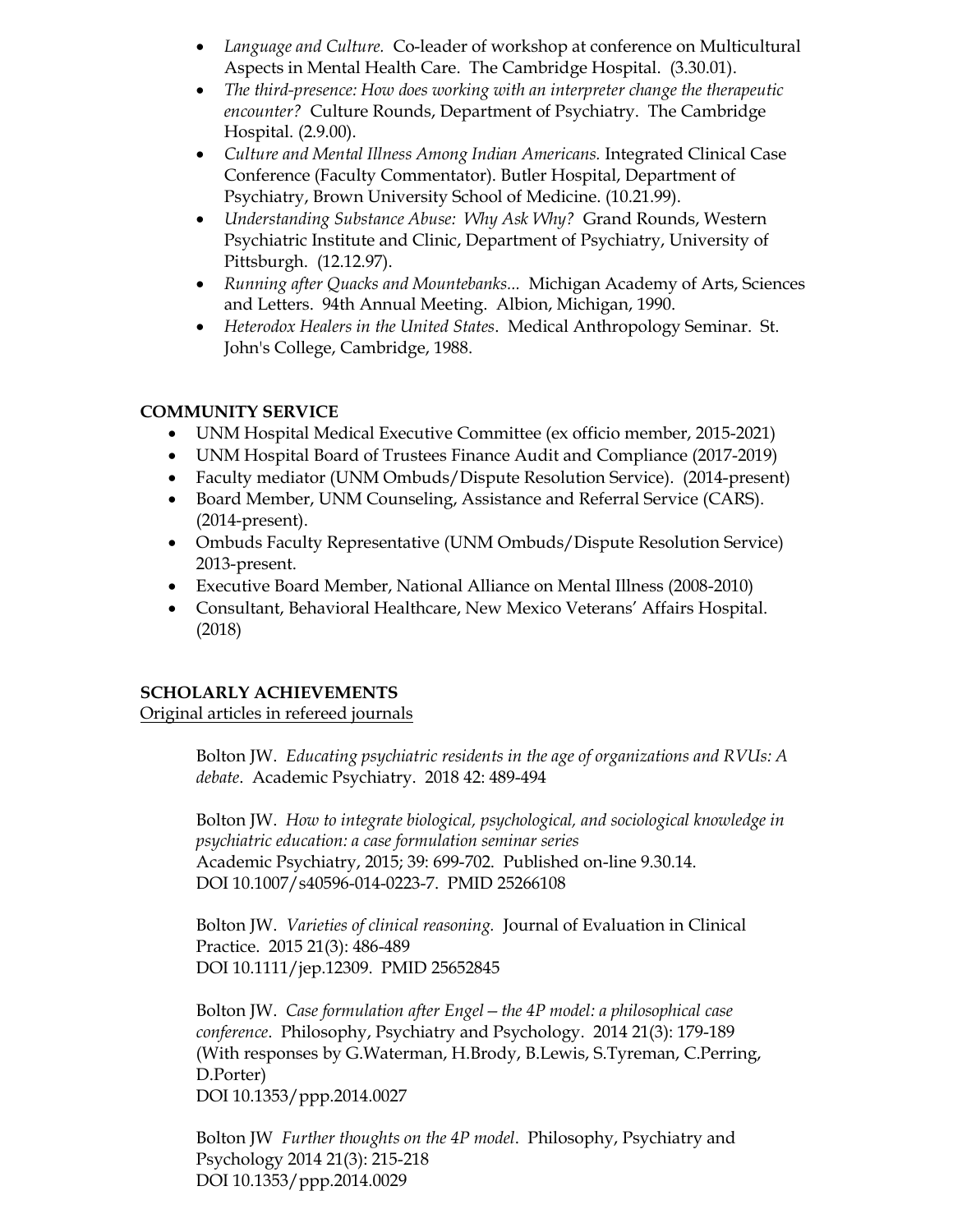- *Language and Culture.* Co-leader of workshop at conference on Multicultural Aspects in Mental Health Care. The Cambridge Hospital. (3.30.01).
- *The third-presence: How does working with an interpreter change the therapeutic encounter?* Culture Rounds, Department of Psychiatry. The Cambridge Hospital. (2.9.00).
- *Culture and Mental Illness Among Indian Americans.* Integrated Clinical Case Conference (Faculty Commentator). Butler Hospital, Department of Psychiatry, Brown University School of Medicine. (10.21.99).
- *Understanding Substance Abuse: Why Ask Why?* Grand Rounds, Western Psychiatric Institute and Clinic, Department of Psychiatry, University of Pittsburgh. (12.12.97).
- *Running after Quacks and Mountebanks...* Michigan Academy of Arts, Sciences and Letters. 94th Annual Meeting. Albion, Michigan, 1990.
- *Heterodox Healers in the United States*. Medical Anthropology Seminar. St. John's College, Cambridge, 1988.

**COMMUNITY SERVICE**

- UNM Hospital Medical Executive Committee (ex officio member, 2015-2021)
- UNM Hospital Board of Trustees Finance Audit and Compliance (2017-2019)
- Faculty mediator (UNM Ombuds/Dispute Resolution Service). (2014-present)
- Board Member, UNM Counseling, Assistance and Referral Service (CARS). (2014-present).
- Ombuds Faculty Representative (UNM Ombuds/Dispute Resolution Service) 2013-present.
- Executive Board Member, National Alliance on Mental Illness (2008-2010)
- Consultant, Behavioral Healthcare, New Mexico Veterans' Affairs Hospital. (2018)

**SCHOLARLY ACHIEVEMENTS**

<u>Original articles in refereed journals</u>

Bolton JW. *Educating psychiatric residents in the age of organizations and RVUs: A debate*. Academic Psychiatry. 2018 42: 489-494

Bolton JW. *How to integrate biological, psychological, and sociological knowledge in psychiatric education: a case formulation seminar series*
Academic Psychiatry, 2015; 39: 699-702. Published on-line 9.30.14.
DOI 10.1007/s40596-014-0223-7. PMID 25266108

Bolton JW. *Varieties of clinical reasoning.* Journal of Evaluation in Clinical Practice. 2015 21(3): 486-489
DOI 10.1111/jep.12309. PMID 25652845

Bolton JW. *Case formulation after Engel—the 4P model: a philosophical case conference.* Philosophy, Psychiatry and Psychology. 2014 21(3): 179-189
(With responses by G.Waterman, H.Brody, B.Lewis, S.Tyreman, C.Perring, D.Porter)
DOI 10.1353/ppp.2014.0027

Bolton JW *Further thoughts on the 4P model*. Philosophy, Psychiatry and Psychology 2014 21(3): 215-218
DOI 10.1353/ppp.2014.0029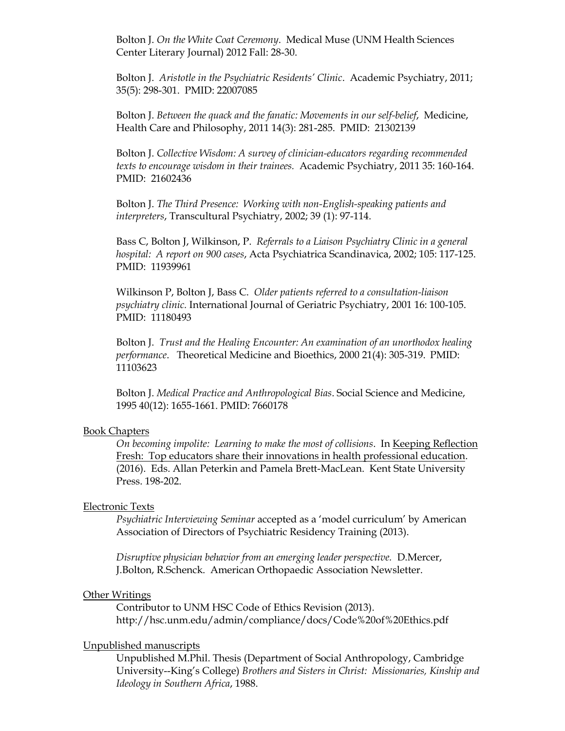Bolton J. *On the White Coat Ceremony*. Medical Muse (UNM Health Sciences Center Literary Journal) 2012 Fall: 28-30.

Bolton J. *Aristotle in the Psychiatric Residents' Clinic*. Academic Psychiatry, 2011; 35(5): 298-301. PMID: 22007085

Bolton J. *Between the quack and the fanatic: Movements in our self-belief*, Medicine, Health Care and Philosophy, 2011 14(3): 281-285. PMID: 21302139

Bolton J. *Collective Wisdom: A survey of clinician-educators regarding recommended texts to encourage wisdom in their trainees.* Academic Psychiatry, 2011 35: 160-164. PMID: 21602436

Bolton J. *The Third Presence: Working with non-English-speaking patients and interpreters*, Transcultural Psychiatry, 2002; 39 (1): 97-114.

Bass C, Bolton J, Wilkinson, P. *Referrals to a Liaison Psychiatry Clinic in a general hospital: A report on 900 cases*, Acta Psychiatrica Scandinavica, 2002; 105: 117-125. PMID: 11939961

Wilkinson P, Bolton J, Bass C. *Older patients referred to a consultation-liaison psychiatry clinic.* International Journal of Geriatric Psychiatry, 2001 16: 100-105. PMID: 11180493

Bolton J. *Trust and the Healing Encounter: An examination of an unorthodox healing performance.* Theoretical Medicine and Bioethics, 2000 21(4): 305-319. PMID: 11103623

Bolton J. *Medical Practice and Anthropological Bias*. Social Science and Medicine, 1995 40(12): 1655-1661. PMID: 7660178

<u>Book Chapters</u>

*On becoming impolite: Learning to make the most of collisions*. In <u>Keeping Reflection Fresh: Top educators share their innovations in health professional education</u>. (2016). Eds. Allan Peterkin and Pamela Brett-MacLean. Kent State University Press. 198-202.

<u>Electronic Texts</u>

*Psychiatric Interviewing Seminar* accepted as a 'model curriculum' by American Association of Directors of Psychiatric Residency Training (2013).

*Disruptive physician behavior from an emerging leader perspective.* D.Mercer, J.Bolton, R.Schenck. American Orthopaedic Association Newsletter.

<u>Other Writings</u>

Contributor to UNM HSC Code of Ethics Revision (2013). http://hsc.unm.edu/admin/compliance/docs/Code%20of%20Ethics.pdf

<u>Unpublished manuscripts</u>

Unpublished M.Phil. Thesis (Department of Social Anthropology, Cambridge University--King's College) *Brothers and Sisters in Christ: Missionaries, Kinship and Ideology in Southern Africa*, 1988.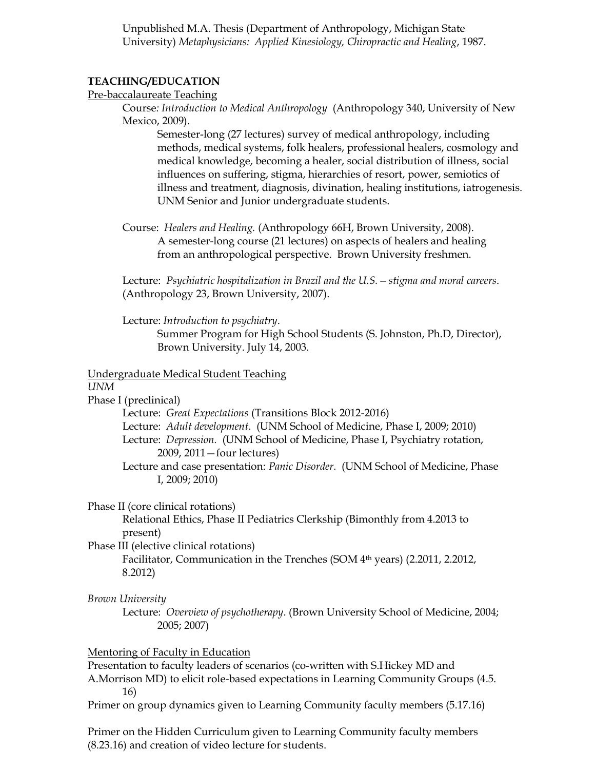Unpublished M.A. Thesis (Department of Anthropology, Michigan State University) *Metaphysicians: Applied Kinesiology, Chiropractic and Healing*, 1987.

## TEACHING/EDUCATION

### Pre-baccalaureate Teaching

Course: *Introduction to Medical Anthropology* (Anthropology 340, University of New Mexico, 2009).

Semester-long (27 lectures) survey of medical anthropology, including methods, medical systems, folk healers, professional healers, cosmology and medical knowledge, becoming a healer, social distribution of illness, social influences on suffering, stigma, hierarchies of resort, power, semiotics of illness and treatment, diagnosis, divination, healing institutions, iatrogenesis. UNM Senior and Junior undergraduate students.

Course: *Healers and Healing.* (Anthropology 66H, Brown University, 2008).
A semester-long course (21 lectures) on aspects of healers and healing from an anthropological perspective. Brown University freshmen.

Lecture: *Psychiatric hospitalization in Brazil and the U.S.—stigma and moral careers*. (Anthropology 23, Brown University, 2007).

Lecture: *Introduction to psychiatry*.
Summer Program for High School Students (S. Johnston, Ph.D, Director), Brown University. July 14, 2003.

### Undergraduate Medical Student Teaching

*UNM*

Phase I (preclinical)

- Lecture: *Great Expectations* (Transitions Block 2012-2016)
- Lecture: *Adult development*. (UNM School of Medicine, Phase I, 2009; 2010)
- Lecture: *Depression.* (UNM School of Medicine, Phase I, Psychiatry rotation, 2009, 2011—four lectures)
- Lecture and case presentation: *Panic Disorder*. (UNM School of Medicine, Phase I, 2009; 2010)

Phase II (core clinical rotations)

- Relational Ethics, Phase II Pediatrics Clerkship (Bimonthly from 4.2013 to present)

Phase III (elective clinical rotations)

- Facilitator, Communication in the Trenches (SOM 4th years) (2.2011, 2.2012, 8.2012)

*Brown University*

- Lecture: *Overview of psychotherapy*. (Brown University School of Medicine, 2004; 2005; 2007)

### Mentoring of Faculty in Education

Presentation to faculty leaders of scenarios (co-written with S.Hickey MD and A.Morrison MD) to elicit role-based expectations in Learning Community Groups (4.5.16)

Primer on group dynamics given to Learning Community faculty members (5.17.16)

Primer on the Hidden Curriculum given to Learning Community faculty members (8.23.16) and creation of video lecture for students.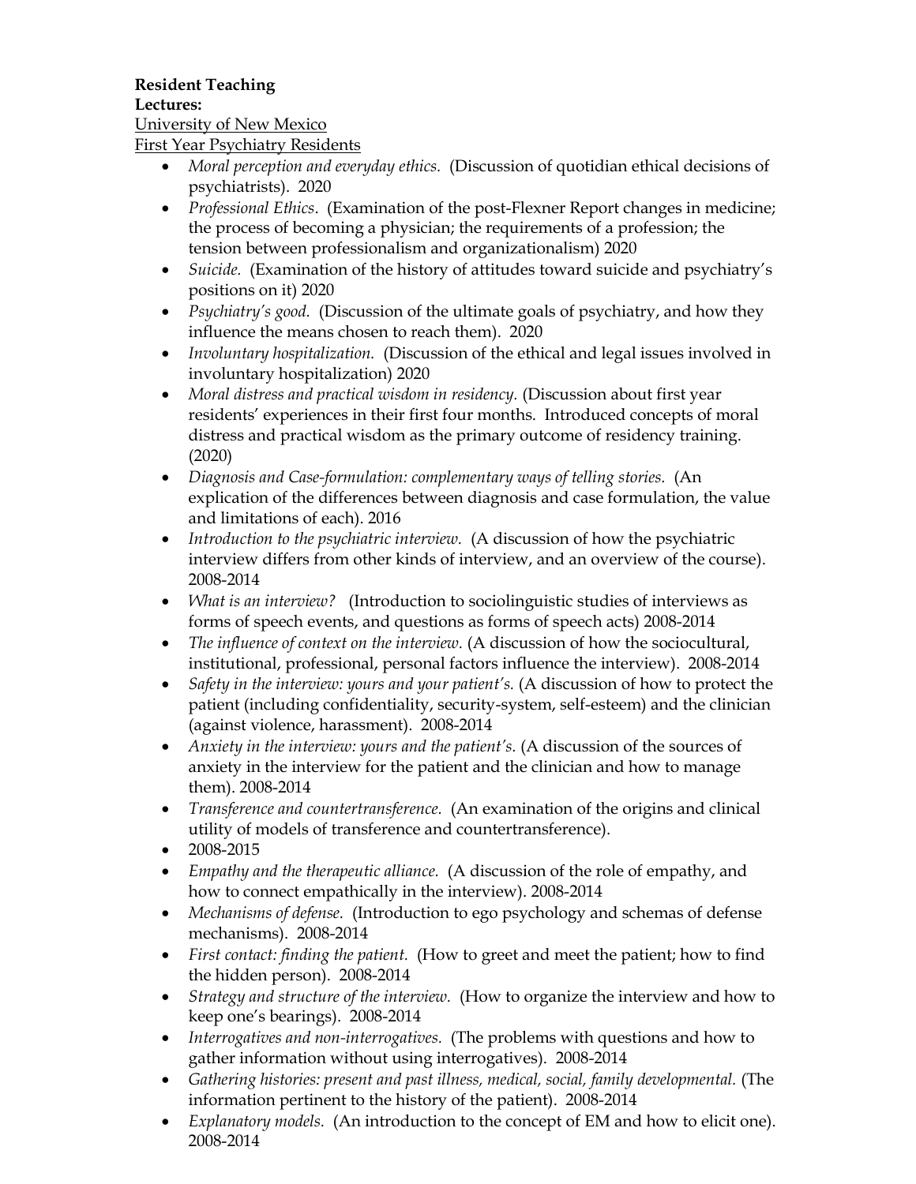**Resident Teaching**

**Lectures:**

<u>University of New Mexico</u>

<u>First Year Psychiatry Residents</u>

- *Moral perception and everyday ethics.* (Discussion of quotidian ethical decisions of psychiatrists). 2020
- *Professional Ethics*. (Examination of the post-Flexner Report changes in medicine; the process of becoming a physician; the requirements of a profession; the tension between professionalism and organizationalism) 2020
- *Suicide.* (Examination of the history of attitudes toward suicide and psychiatry's positions on it) 2020
- *Psychiatry's good.* (Discussion of the ultimate goals of psychiatry, and how they influence the means chosen to reach them). 2020
- *Involuntary hospitalization.* (Discussion of the ethical and legal issues involved in involuntary hospitalization) 2020
- *Moral distress and practical wisdom in residency.* (Discussion about first year residents' experiences in their first four months. Introduced concepts of moral distress and practical wisdom as the primary outcome of residency training. (2020)
- *Diagnosis and Case-formulation: complementary ways of telling stories.* (An explication of the differences between diagnosis and case formulation, the value and limitations of each). 2016
- *Introduction to the psychiatric interview.* (A discussion of how the psychiatric interview differs from other kinds of interview, and an overview of the course). 2008-2014
- *What is an interview?* (Introduction to sociolinguistic studies of interviews as forms of speech events, and questions as forms of speech acts) 2008-2014
- *The influence of context on the interview.* (A discussion of how the sociocultural, institutional, professional, personal factors influence the interview). 2008-2014
- *Safety in the interview: yours and your patient's.* (A discussion of how to protect the patient (including confidentiality, security-system, self-esteem) and the clinician (against violence, harassment). 2008-2014
- *Anxiety in the interview: yours and the patient's.* (A discussion of the sources of anxiety in the interview for the patient and the clinician and how to manage them). 2008-2014
- *Transference and countertransference.* (An examination of the origins and clinical utility of models of transference and countertransference).
- 2008-2015
- *Empathy and the therapeutic alliance.* (A discussion of the role of empathy, and how to connect empathically in the interview). 2008-2014
- *Mechanisms of defense.* (Introduction to ego psychology and schemas of defense mechanisms). 2008-2014
- *First contact: finding the patient.* (How to greet and meet the patient; how to find the hidden person). 2008-2014
- *Strategy and structure of the interview.* (How to organize the interview and how to keep one's bearings). 2008-2014
- *Interrogatives and non-interrogatives.* (The problems with questions and how to gather information without using interrogatives). 2008-2014
- *Gathering histories: present and past illness, medical, social, family developmental.* (The information pertinent to the history of the patient). 2008-2014
- *Explanatory models.* (An introduction to the concept of EM and how to elicit one). 2008-2014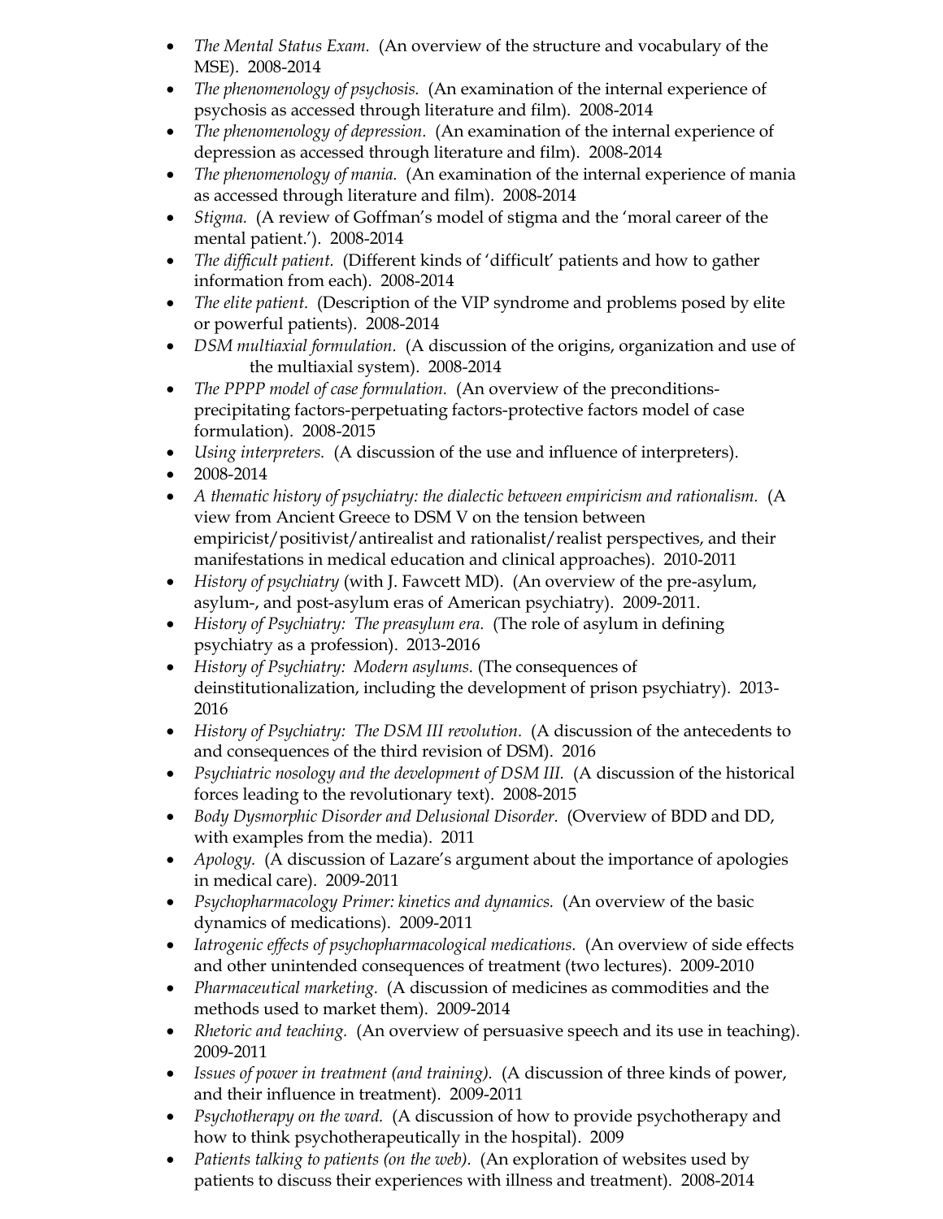- *The Mental Status Exam.* (An overview of the structure and vocabulary of the MSE). 2008-2014
- *The phenomenology of psychosis.* (An examination of the internal experience of psychosis as accessed through literature and film). 2008-2014
- *The phenomenology of depression.* (An examination of the internal experience of depression as accessed through literature and film). 2008-2014
- *The phenomenology of mania.* (An examination of the internal experience of mania as accessed through literature and film). 2008-2014
- *Stigma.* (A review of Goffman's model of stigma and the 'moral career of the mental patient.'). 2008-2014
- *The difficult patient.* (Different kinds of 'difficult' patients and how to gather information from each). 2008-2014
- *The elite patient.* (Description of the VIP syndrome and problems posed by elite or powerful patients). 2008-2014
- *DSM multiaxial formulation.* (A discussion of the origins, organization and use of the multiaxial system). 2008-2014
- *The PPPP model of case formulation.* (An overview of the preconditions-precipitating factors-perpetuating factors-protective factors model of case formulation). 2008-2015
- *Using interpreters.* (A discussion of the use and influence of interpreters).
- 2008-2014
- *A thematic history of psychiatry: the dialectic between empiricism and rationalism.* (A view from Ancient Greece to DSM V on the tension between empiricist/positivist/antirealist and rationalist/realist perspectives, and their manifestations in medical education and clinical approaches). 2010-2011
- *History of psychiatry* (with J. Fawcett MD). (An overview of the pre-asylum, asylum-, and post-asylum eras of American psychiatry). 2009-2011.
- *History of Psychiatry: The preasylum era.* (The role of asylum in defining psychiatry as a profession). 2013-2016
- *History of Psychiatry: Modern asylums.* (The consequences of deinstitutionalization, including the development of prison psychiatry). 2013-2016
- *History of Psychiatry: The DSM III revolution.* (A discussion of the antecedents to and consequences of the third revision of DSM). 2016
- *Psychiatric nosology and the development of DSM III.* (A discussion of the historical forces leading to the revolutionary text). 2008-2015
- *Body Dysmorphic Disorder and Delusional Disorder.* (Overview of BDD and DD, with examples from the media). 2011
- *Apology.* (A discussion of Lazare's argument about the importance of apologies in medical care). 2009-2011
- *Psychopharmacology Primer: kinetics and dynamics.* (An overview of the basic dynamics of medications). 2009-2011
- *Iatrogenic effects of psychopharmacological medications.* (An overview of side effects and other unintended consequences of treatment (two lectures). 2009-2010
- *Pharmaceutical marketing.* (A discussion of medicines as commodities and the methods used to market them). 2009-2014
- *Rhetoric and teaching.* (An overview of persuasive speech and its use in teaching). 2009-2011
- *Issues of power in treatment (and training).* (A discussion of three kinds of power, and their influence in treatment). 2009-2011
- *Psychotherapy on the ward.* (A discussion of how to provide psychotherapy and how to think psychotherapeutically in the hospital). 2009
- *Patients talking to patients (on the web).* (An exploration of websites used by patients to discuss their experiences with illness and treatment). 2008-2014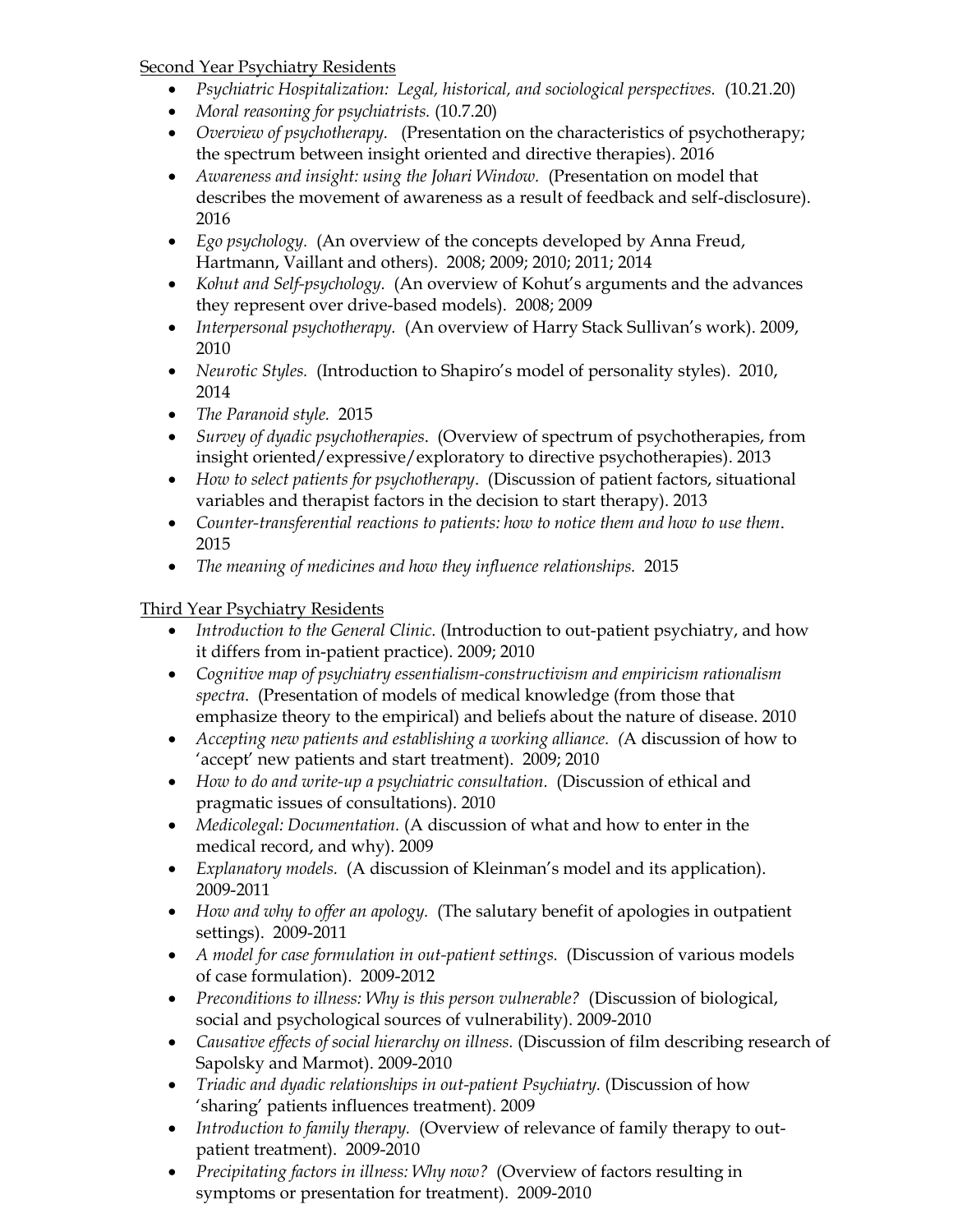<u>Second Year Psychiatry Residents</u>

- *Psychiatric Hospitalization: Legal, historical, and sociological perspectives.* (10.21.20)
- *Moral reasoning for psychiatrists.* (10.7.20)
- *Overview of psychotherapy.* (Presentation on the characteristics of psychotherapy; the spectrum between insight oriented and directive therapies). 2016
- *Awareness and insight: using the Johari Window.* (Presentation on model that describes the movement of awareness as a result of feedback and self-disclosure). 2016
- *Ego psychology.* (An overview of the concepts developed by Anna Freud, Hartmann, Vaillant and others). 2008; 2009; 2010; 2011; 2014
- *Kohut and Self-psychology.* (An overview of Kohut's arguments and the advances they represent over drive-based models). 2008; 2009
- *Interpersonal psychotherapy.* (An overview of Harry Stack Sullivan's work). 2009, 2010
- *Neurotic Styles.* (Introduction to Shapiro's model of personality styles). 2010, 2014
- *The Paranoid style.* 2015
- *Survey of dyadic psychotherapies.* (Overview of spectrum of psychotherapies, from insight oriented/expressive/exploratory to directive psychotherapies). 2013
- *How to select patients for psychotherapy.* (Discussion of patient factors, situational variables and therapist factors in the decision to start therapy). 2013
- *Counter-transferential reactions to patients: how to notice them and how to use them.* 2015
- *The meaning of medicines and how they influence relationships.* 2015

<u>Third Year Psychiatry Residents</u>

- *Introduction to the General Clinic.* (Introduction to out-patient psychiatry, and how it differs from in-patient practice). 2009; 2010
- *Cognitive map of psychiatry essentialism-constructivism and empiricism rationalism spectra.* (Presentation of models of medical knowledge (from those that emphasize theory to the empirical) and beliefs about the nature of disease. 2010
- *Accepting new patients and establishing a working alliance.* (A discussion of how to 'accept' new patients and start treatment). 2009; 2010
- *How to do and write-up a psychiatric consultation.* (Discussion of ethical and pragmatic issues of consultations). 2010
- *Medicolegal: Documentation.* (A discussion of what and how to enter in the medical record, and why). 2009
- *Explanatory models.* (A discussion of Kleinman's model and its application). 2009-2011
- *How and why to offer an apology.* (The salutary benefit of apologies in outpatient settings). 2009-2011
- *A model for case formulation in out-patient settings.* (Discussion of various models of case formulation). 2009-2012
- *Preconditions to illness: Why is this person vulnerable?* (Discussion of biological, social and psychological sources of vulnerability). 2009-2010
- *Causative effects of social hierarchy on illness.* (Discussion of film describing research of Sapolsky and Marmot). 2009-2010
- *Triadic and dyadic relationships in out-patient Psychiatry.* (Discussion of how 'sharing' patients influences treatment). 2009
- *Introduction to family therapy.* (Overview of relevance of family therapy to out-patient treatment). 2009-2010
- *Precipitating factors in illness: Why now?* (Overview of factors resulting in symptoms or presentation for treatment). 2009-2010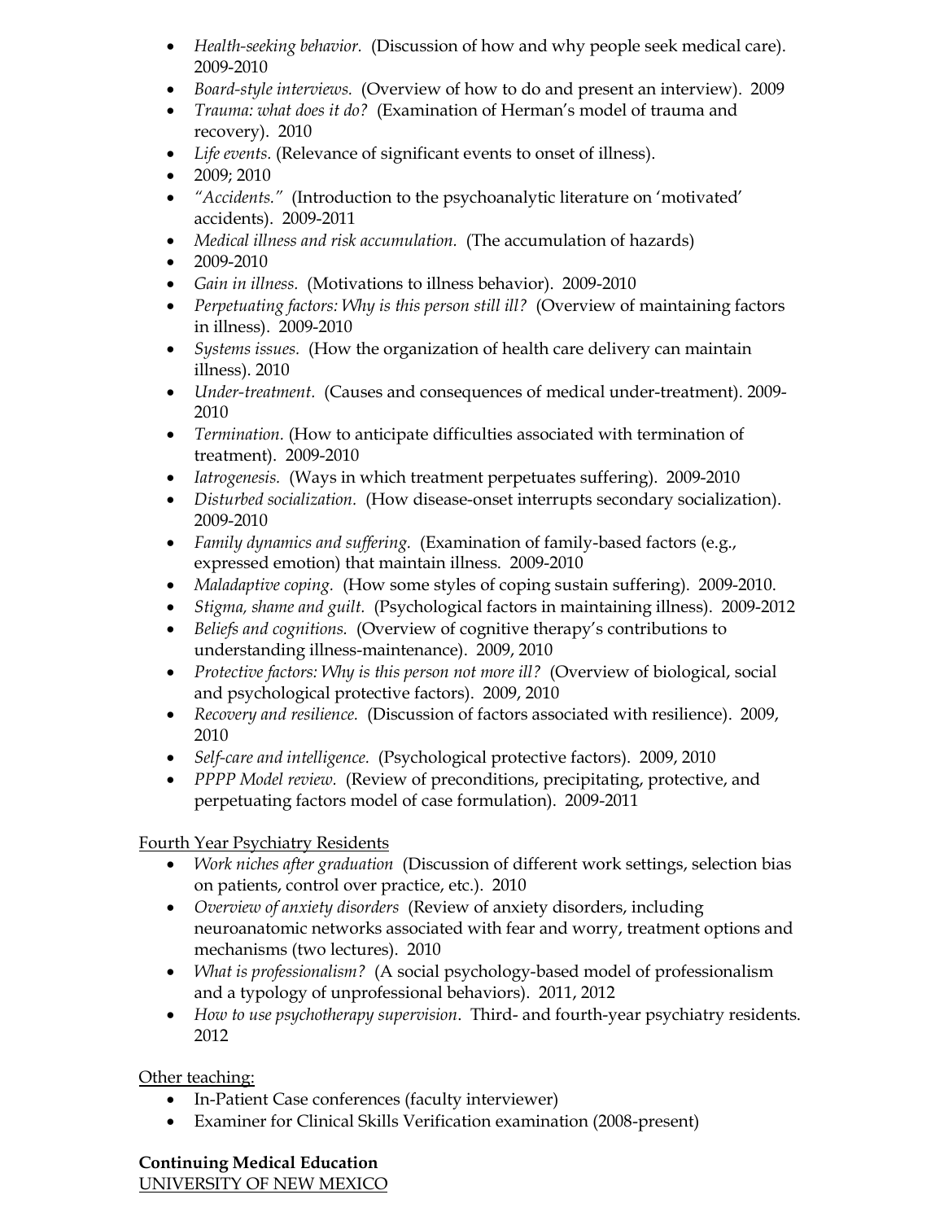- *Health-seeking behavior.* (Discussion of how and why people seek medical care). 2009-2010
- *Board-style interviews.* (Overview of how to do and present an interview). 2009
- *Trauma: what does it do?* (Examination of Herman's model of trauma and recovery). 2010
- *Life events.* (Relevance of significant events to onset of illness).
- 2009; 2010
- *"Accidents."* (Introduction to the psychoanalytic literature on 'motivated' accidents). 2009-2011
- *Medical illness and risk accumulation.* (The accumulation of hazards)
- 2009-2010
- *Gain in illness.* (Motivations to illness behavior). 2009-2010
- *Perpetuating factors: Why is this person still ill?* (Overview of maintaining factors in illness). 2009-2010
- *Systems issues.* (How the organization of health care delivery can maintain illness). 2010
- *Under-treatment.* (Causes and consequences of medical under-treatment). 2009-2010
- *Termination.* (How to anticipate difficulties associated with termination of treatment). 2009-2010
- *Iatrogenesis.* (Ways in which treatment perpetuates suffering). 2009-2010
- *Disturbed socialization.* (How disease-onset interrupts secondary socialization). 2009-2010
- *Family dynamics and suffering.* (Examination of family-based factors (e.g., expressed emotion) that maintain illness. 2009-2010
- *Maladaptive coping.* (How some styles of coping sustain suffering). 2009-2010.
- *Stigma, shame and guilt.* (Psychological factors in maintaining illness). 2009-2012
- *Beliefs and cognitions.* (Overview of cognitive therapy's contributions to understanding illness-maintenance). 2009, 2010
- *Protective factors: Why is this person not more ill?* (Overview of biological, social and psychological protective factors). 2009, 2010
- *Recovery and resilience.* (Discussion of factors associated with resilience). 2009, 2010
- *Self-care and intelligence.* (Psychological protective factors). 2009, 2010
- *PPPP Model review.* (Review of preconditions, precipitating, protective, and perpetuating factors model of case formulation). 2009-2011

Fourth Year Psychiatry Residents

- *Work niches after graduation* (Discussion of different work settings, selection bias on patients, control over practice, etc.). 2010
- *Overview of anxiety disorders* (Review of anxiety disorders, including neuroanatomic networks associated with fear and worry, treatment options and mechanisms (two lectures). 2010
- *What is professionalism?* (A social psychology-based model of professionalism and a typology of unprofessional behaviors). 2011, 2012
- *How to use psychotherapy supervision*. Third- and fourth-year psychiatry residents. 2012

Other teaching:

- In-Patient Case conferences (faculty interviewer)
- Examiner for Clinical Skills Verification examination (2008-present)

**Continuing Medical Education**

UNIVERSITY OF NEW MEXICO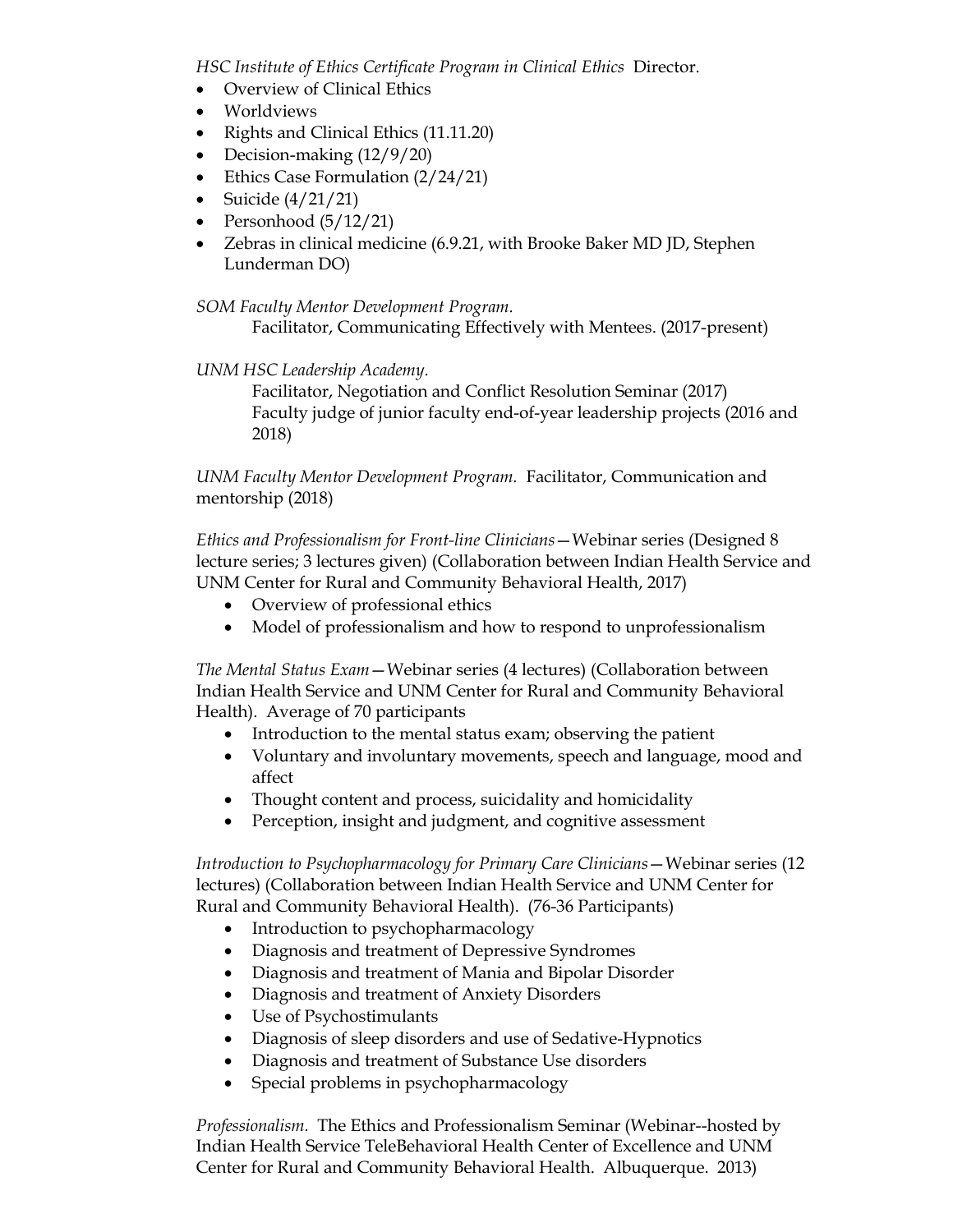*HSC Institute of Ethics Certificate Program in Clinical Ethics* Director.

- Overview of Clinical Ethics
- Worldviews
- Rights and Clinical Ethics (11.11.20)
- Decision-making (12/9/20)
- Ethics Case Formulation (2/24/21)
- Suicide (4/21/21)
- Personhood (5/12/21)
- Zebras in clinical medicine (6.9.21, with Brooke Baker MD JD, Stephen Lunderman DO)

*SOM Faculty Mentor Development Program.*

Facilitator, Communicating Effectively with Mentees. (2017-present)

*UNM HSC Leadership Academy.*

Facilitator, Negotiation and Conflict Resolution Seminar (2017)
Faculty judge of junior faculty end-of-year leadership projects (2016 and 2018)

*UNM Faculty Mentor Development Program.* Facilitator, Communication and mentorship (2018)

*Ethics and Professionalism for Front-line Clinicians*—Webinar series (Designed 8 lecture series; 3 lectures given) (Collaboration between Indian Health Service and UNM Center for Rural and Community Behavioral Health, 2017)

- Overview of professional ethics
- Model of professionalism and how to respond to unprofessionalism

*The Mental Status Exam*—Webinar series (4 lectures) (Collaboration between Indian Health Service and UNM Center for Rural and Community Behavioral Health). Average of 70 participants

- Introduction to the mental status exam; observing the patient
- Voluntary and involuntary movements, speech and language, mood and affect
- Thought content and process, suicidality and homicidality
- Perception, insight and judgment, and cognitive assessment

*Introduction to Psychopharmacology for Primary Care Clinicians*—Webinar series (12 lectures) (Collaboration between Indian Health Service and UNM Center for Rural and Community Behavioral Health). (76-36 Participants)

- Introduction to psychopharmacology
- Diagnosis and treatment of Depressive Syndromes
- Diagnosis and treatment of Mania and Bipolar Disorder
- Diagnosis and treatment of Anxiety Disorders
- Use of Psychostimulants
- Diagnosis of sleep disorders and use of Sedative-Hypnotics
- Diagnosis and treatment of Substance Use disorders
- Special problems in psychopharmacology

*Professionalism.* The Ethics and Professionalism Seminar (Webinar--hosted by Indian Health Service TeleBehavioral Health Center of Excellence and UNM Center for Rural and Community Behavioral Health. Albuquerque. 2013)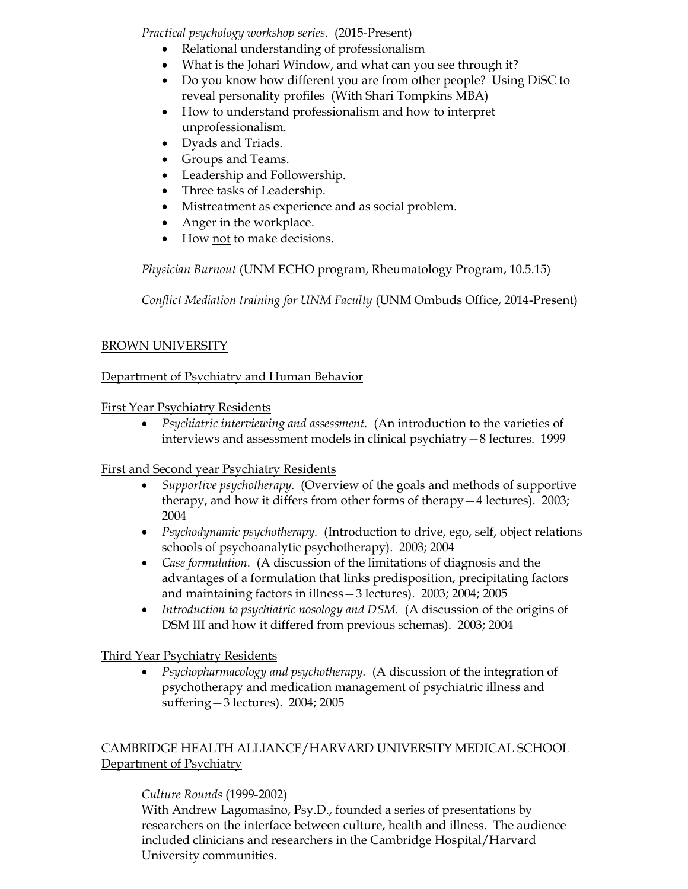*Practical psychology workshop series.* (2015-Present)

- Relational understanding of professionalism
- What is the Johari Window, and what can you see through it?
- Do you know how different you are from other people? Using DiSC to reveal personality profiles (With Shari Tompkins MBA)
- How to understand professionalism and how to interpret unprofessionalism.
- Dyads and Triads.
- Groups and Teams.
- Leadership and Followership.
- Three tasks of Leadership.
- Mistreatment as experience and as social problem.
- Anger in the workplace.
- How not to make decisions.

*Physician Burnout* (UNM ECHO program, Rheumatology Program, 10.5.15)

*Conflict Mediation training for UNM Faculty* (UNM Ombuds Office, 2014-Present)

BROWN UNIVERSITY

Department of Psychiatry and Human Behavior

First Year Psychiatry Residents

- *Psychiatric interviewing and assessment.* (An introduction to the varieties of interviews and assessment models in clinical psychiatry—8 lectures. 1999

First and Second year Psychiatry Residents

- *Supportive psychotherapy.* (Overview of the goals and methods of supportive therapy, and how it differs from other forms of therapy—4 lectures). 2003; 2004
- *Psychodynamic psychotherapy.* (Introduction to drive, ego, self, object relations schools of psychoanalytic psychotherapy). 2003; 2004
- *Case formulation.* (A discussion of the limitations of diagnosis and the advantages of a formulation that links predisposition, precipitating factors and maintaining factors in illness—3 lectures). 2003; 2004; 2005
- *Introduction to psychiatric nosology and DSM.* (A discussion of the origins of DSM III and how it differed from previous schemas). 2003; 2004

Third Year Psychiatry Residents

- *Psychopharmacology and psychotherapy.* (A discussion of the integration of psychotherapy and medication management of psychiatric illness and suffering—3 lectures). 2004; 2005

CAMBRIDGE HEALTH ALLIANCE/HARVARD UNIVERSITY MEDICAL SCHOOL
Department of Psychiatry

*Culture Rounds* (1999-2002)
With Andrew Lagomasino, Psy.D., founded a series of presentations by researchers on the interface between culture, health and illness. The audience included clinicians and researchers in the Cambridge Hospital/Harvard University communities.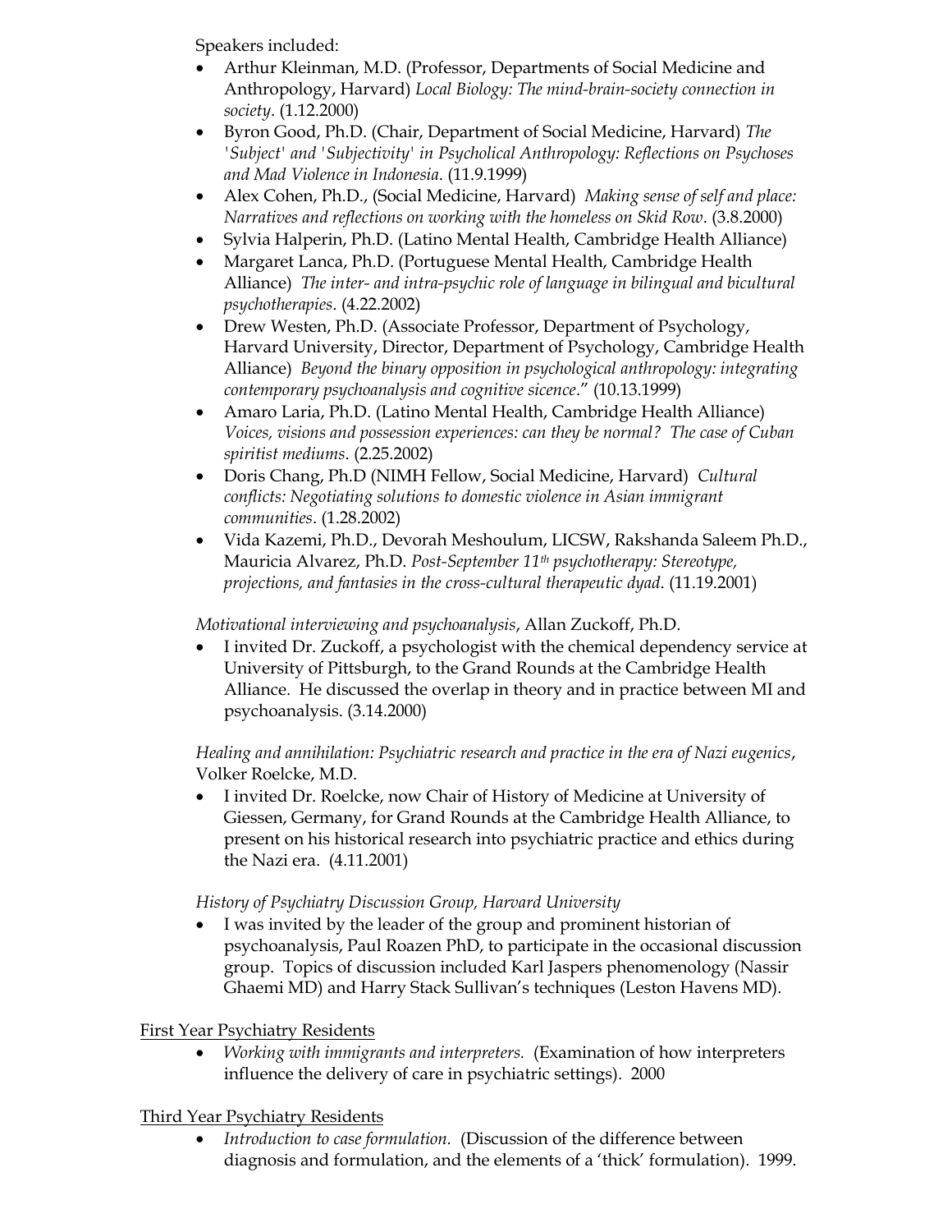Speakers included:

- Arthur Kleinman, M.D. (Professor, Departments of Social Medicine and Anthropology, Harvard) *Local Biology: The mind-brain-society connection in society*. (1.12.2000)
- Byron Good, Ph.D. (Chair, Department of Social Medicine, Harvard) *The 'Subject' and 'Subjectivity' in Psycholical Anthropology: Reflections on Psychoses and Mad Violence in Indonesia*. (11.9.1999)
- Alex Cohen, Ph.D., (Social Medicine, Harvard) *Making sense of self and place: Narratives and reflections on working with the homeless on Skid Row*. (3.8.2000)
- Sylvia Halperin, Ph.D. (Latino Mental Health, Cambridge Health Alliance)
- Margaret Lanca, Ph.D. (Portuguese Mental Health, Cambridge Health Alliance) *The inter- and intra-psychic role of language in bilingual and bicultural psychotherapies*. (4.22.2002)
- Drew Westen, Ph.D. (Associate Professor, Department of Psychology, Harvard University, Director, Department of Psychology, Cambridge Health Alliance) *Beyond the binary opposition in psychological anthropology: integrating contemporary psychoanalysis and cognitive sicence*." (10.13.1999)
- Amaro Laria, Ph.D. (Latino Mental Health, Cambridge Health Alliance) *Voices, visions and possession experiences: can they be normal? The case of Cuban spiritist mediums*. (2.25.2002)
- Doris Chang, Ph.D (NIMH Fellow, Social Medicine, Harvard) *Cultural conflicts: Negotiating solutions to domestic violence in Asian immigrant communities*. (1.28.2002)
- Vida Kazemi, Ph.D., Devorah Meshoulum, LICSW, Rakshanda Saleem Ph.D., Mauricia Alvarez, Ph.D. *Post-September 11th psychotherapy: Stereotype, projections, and fantasies in the cross-cultural therapeutic dyad*. (11.19.2001)

*Motivational interviewing and psychoanalysis*, Allan Zuckoff, Ph.D.

- I invited Dr. Zuckoff, a psychologist with the chemical dependency service at University of Pittsburgh, to the Grand Rounds at the Cambridge Health Alliance. He discussed the overlap in theory and in practice between MI and psychoanalysis. (3.14.2000)

*Healing and annihilation: Psychiatric research and practice in the era of Nazi eugenics*, Volker Roelcke, M.D.

- I invited Dr. Roelcke, now Chair of History of Medicine at University of Giessen, Germany, for Grand Rounds at the Cambridge Health Alliance, to present on his historical research into psychiatric practice and ethics during the Nazi era. (4.11.2001)

*History of Psychiatry Discussion Group, Harvard University*

- I was invited by the leader of the group and prominent historian of psychoanalysis, Paul Roazen PhD, to participate in the occasional discussion group. Topics of discussion included Karl Jaspers phenomenology (Nassir Ghaemi MD) and Harry Stack Sullivan's techniques (Leston Havens MD).

First Year Psychiatry Residents

- *Working with immigrants and interpreters.* (Examination of how interpreters influence the delivery of care in psychiatric settings). 2000

Third Year Psychiatry Residents

- *Introduction to case formulation.* (Discussion of the difference between diagnosis and formulation, and the elements of a 'thick' formulation). 1999.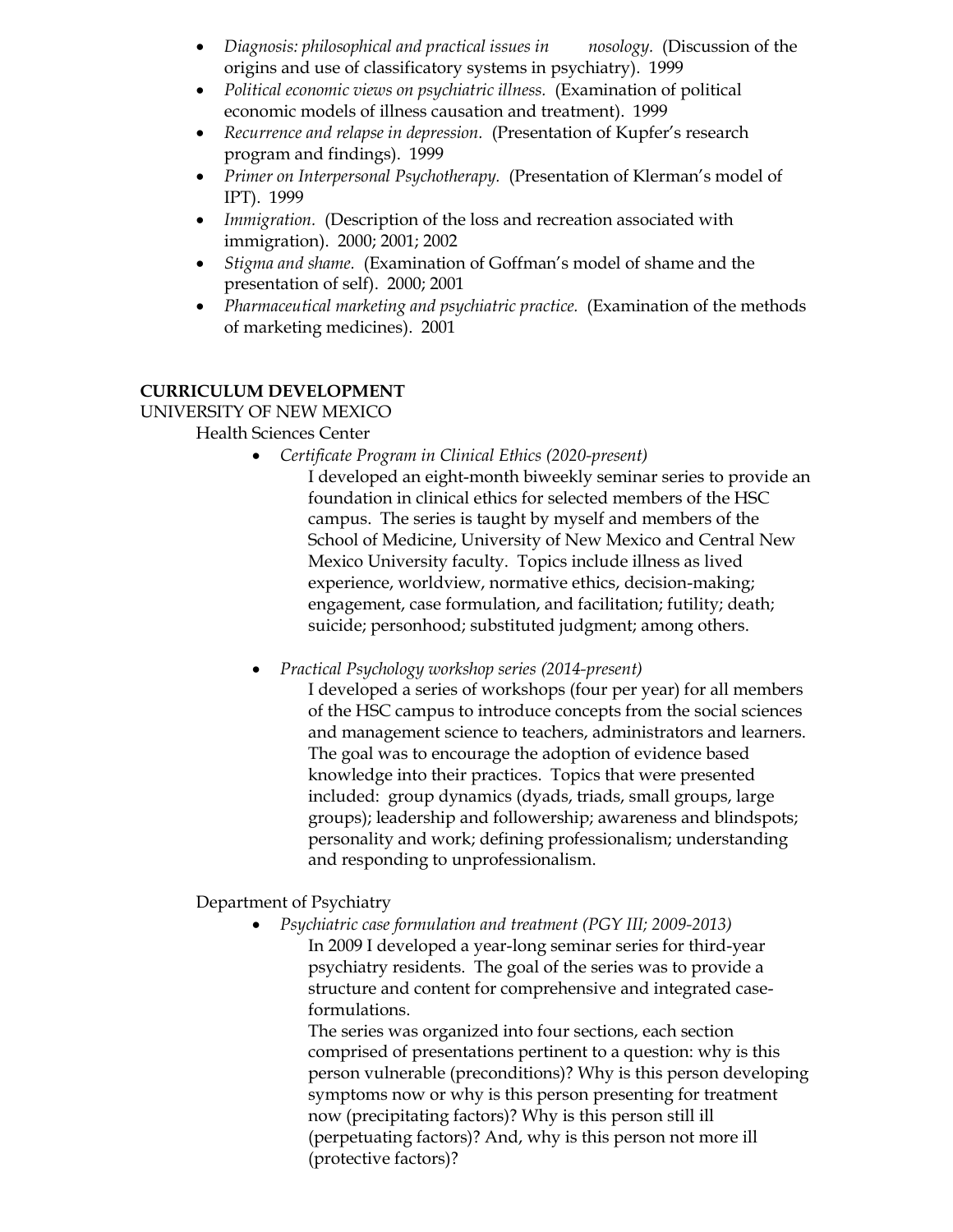- *Diagnosis: philosophical and practical issues in nosology.* (Discussion of the origins and use of classificatory systems in psychiatry). 1999
- *Political economic views on psychiatric illness.* (Examination of political economic models of illness causation and treatment). 1999
- *Recurrence and relapse in depression.* (Presentation of Kupfer's research program and findings). 1999
- *Primer on Interpersonal Psychotherapy.* (Presentation of Klerman's model of IPT). 1999
- *Immigration.* (Description of the loss and recreation associated with immigration). 2000; 2001; 2002
- *Stigma and shame.* (Examination of Goffman's model of shame and the presentation of self). 2000; 2001
- *Pharmaceutical marketing and psychiatric practice.* (Examination of the methods of marketing medicines). 2001

**CURRICULUM DEVELOPMENT**

UNIVERSITY OF NEW MEXICO

Health Sciences Center

- *Certificate Program in Clinical Ethics (2020-present)*

  I developed an eight-month biweekly seminar series to provide an foundation in clinical ethics for selected members of the HSC campus. The series is taught by myself and members of the School of Medicine, University of New Mexico and Central New Mexico University faculty. Topics include illness as lived experience, worldview, normative ethics, decision-making; engagement, case formulation, and facilitation; futility; death; suicide; personhood; substituted judgment; among others.

- *Practical Psychology workshop series (2014-present)*

  I developed a series of workshops (four per year) for all members of the HSC campus to introduce concepts from the social sciences and management science to teachers, administrators and learners. The goal was to encourage the adoption of evidence based knowledge into their practices. Topics that were presented included: group dynamics (dyads, triads, small groups, large groups); leadership and followership; awareness and blindspots; personality and work; defining professionalism; understanding and responding to unprofessionalism.

Department of Psychiatry

- *Psychiatric case formulation and treatment (PGY III; 2009-2013)*

  In 2009 I developed a year-long seminar series for third-year psychiatry residents. The goal of the series was to provide a structure and content for comprehensive and integrated case-formulations.

  The series was organized into four sections, each section comprised of presentations pertinent to a question: why is this person vulnerable (preconditions)? Why is this person developing symptoms now or why is this person presenting for treatment now (precipitating factors)? Why is this person still ill (perpetuating factors)? And, why is this person not more ill (protective factors)?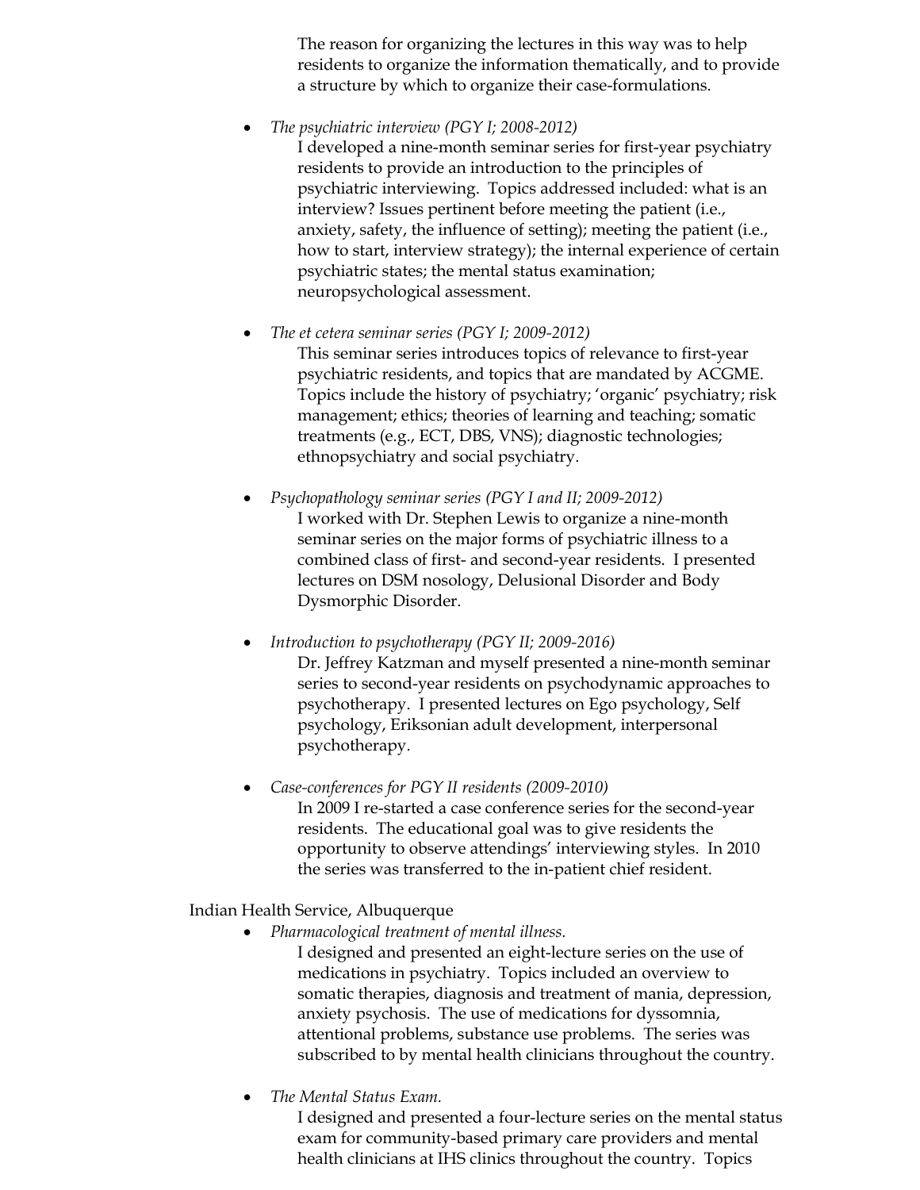The reason for organizing the lectures in this way was to help residents to organize the information thematically, and to provide a structure by which to organize their case-formulations.

- *The psychiatric interview (PGY I; 2008-2012)*
  I developed a nine-month seminar series for first-year psychiatry residents to provide an introduction to the principles of psychiatric interviewing. Topics addressed included: what is an interview? Issues pertinent before meeting the patient (i.e., anxiety, safety, the influence of setting); meeting the patient (i.e., how to start, interview strategy); the internal experience of certain psychiatric states; the mental status examination; neuropsychological assessment.

- *The et cetera seminar series (PGY I; 2009-2012)*
  This seminar series introduces topics of relevance to first-year psychiatric residents, and topics that are mandated by ACGME. Topics include the history of psychiatry; 'organic' psychiatry; risk management; ethics; theories of learning and teaching; somatic treatments (e.g., ECT, DBS, VNS); diagnostic technologies; ethnopsychiatry and social psychiatry.

- *Psychopathology seminar series (PGY I and II; 2009-2012)*
  I worked with Dr. Stephen Lewis to organize a nine-month seminar series on the major forms of psychiatric illness to a combined class of first- and second-year residents. I presented lectures on DSM nosology, Delusional Disorder and Body Dysmorphic Disorder.

- *Introduction to psychotherapy (PGY II; 2009-2016)*
  Dr. Jeffrey Katzman and myself presented a nine-month seminar series to second-year residents on psychodynamic approaches to psychotherapy. I presented lectures on Ego psychology, Self psychology, Eriksonian adult development, interpersonal psychotherapy.

- *Case-conferences for PGY II residents (2009-2010)*
  In 2009 I re-started a case conference series for the second-year residents. The educational goal was to give residents the opportunity to observe attendings' interviewing styles. In 2010 the series was transferred to the in-patient chief resident.

Indian Health Service, Albuquerque

- *Pharmacological treatment of mental illness.*
  I designed and presented an eight-lecture series on the use of medications in psychiatry. Topics included an overview to somatic therapies, diagnosis and treatment of mania, depression, anxiety psychosis. The use of medications for dyssomnia, attentional problems, substance use problems. The series was subscribed to by mental health clinicians throughout the country.

- *The Mental Status Exam.*
  I designed and presented a four-lecture series on the mental status exam for community-based primary care providers and mental health clinicians at IHS clinics throughout the country. Topics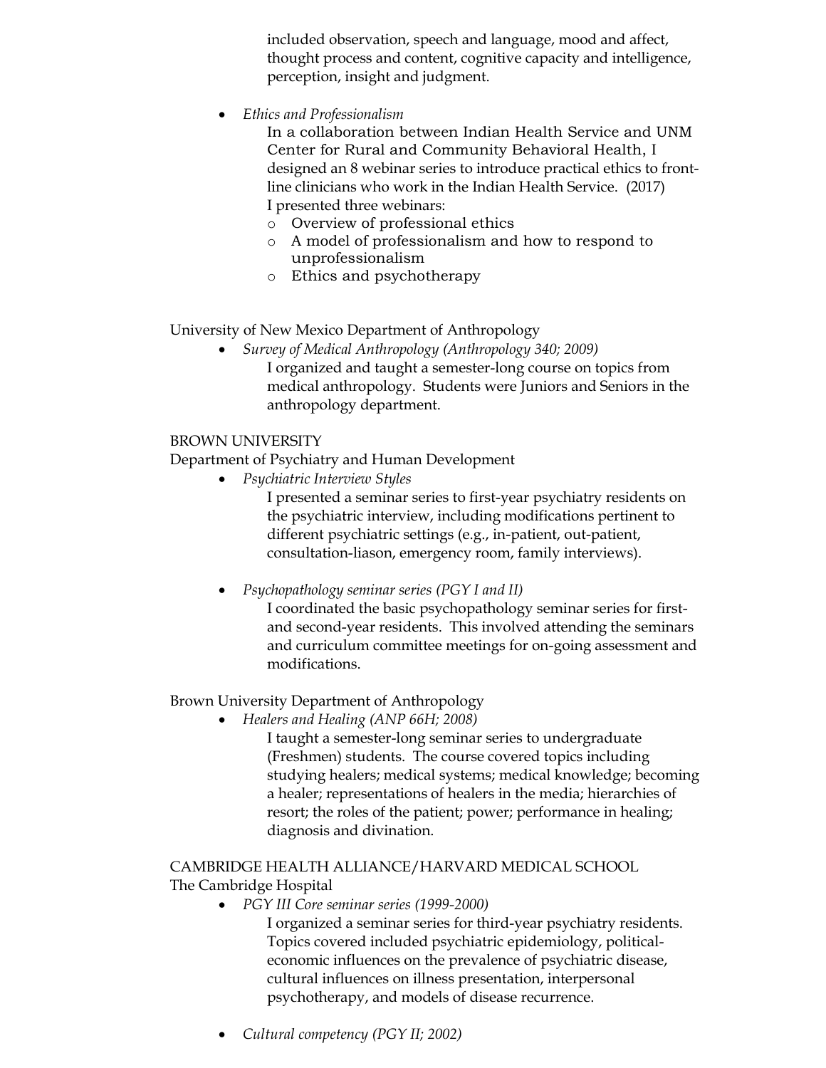included observation, speech and language, mood and affect, thought process and content, cognitive capacity and intelligence, perception, insight and judgment.

- *Ethics and Professionalism*

  In a collaboration between Indian Health Service and UNM Center for Rural and Community Behavioral Health, I designed an 8 webinar series to introduce practical ethics to front-line clinicians who work in the Indian Health Service. (2017)

  I presented three webinars:
  - Overview of professional ethics
  - A model of professionalism and how to respond to unprofessionalism
  - Ethics and psychotherapy

University of New Mexico Department of Anthropology

- *Survey of Medical Anthropology (Anthropology 340; 2009)*

  I organized and taught a semester-long course on topics from medical anthropology. Students were Juniors and Seniors in the anthropology department.

BROWN UNIVERSITY

Department of Psychiatry and Human Development

- *Psychiatric Interview Styles*

  I presented a seminar series to first-year psychiatry residents on the psychiatric interview, including modifications pertinent to different psychiatric settings (e.g., in-patient, out-patient, consultation-liason, emergency room, family interviews).

- *Psychopathology seminar series (PGY I and II)*

  I coordinated the basic psychopathology seminar series for first- and second-year residents. This involved attending the seminars and curriculum committee meetings for on-going assessment and modifications.

Brown University Department of Anthropology

- *Healers and Healing (ANP 66H; 2008)*

  I taught a semester-long seminar series to undergraduate (Freshmen) students. The course covered topics including studying healers; medical systems; medical knowledge; becoming a healer; representations of healers in the media; hierarchies of resort; the roles of the patient; power; performance in healing; diagnosis and divination.

CAMBRIDGE HEALTH ALLIANCE/HARVARD MEDICAL SCHOOL

The Cambridge Hospital

- *PGY III Core seminar series (1999-2000)*

  I organized a seminar series for third-year psychiatry residents. Topics covered included psychiatric epidemiology, political-economic influences on the prevalence of psychiatric disease, cultural influences on illness presentation, interpersonal psychotherapy, and models of disease recurrence.

- *Cultural competency (PGY II; 2002)*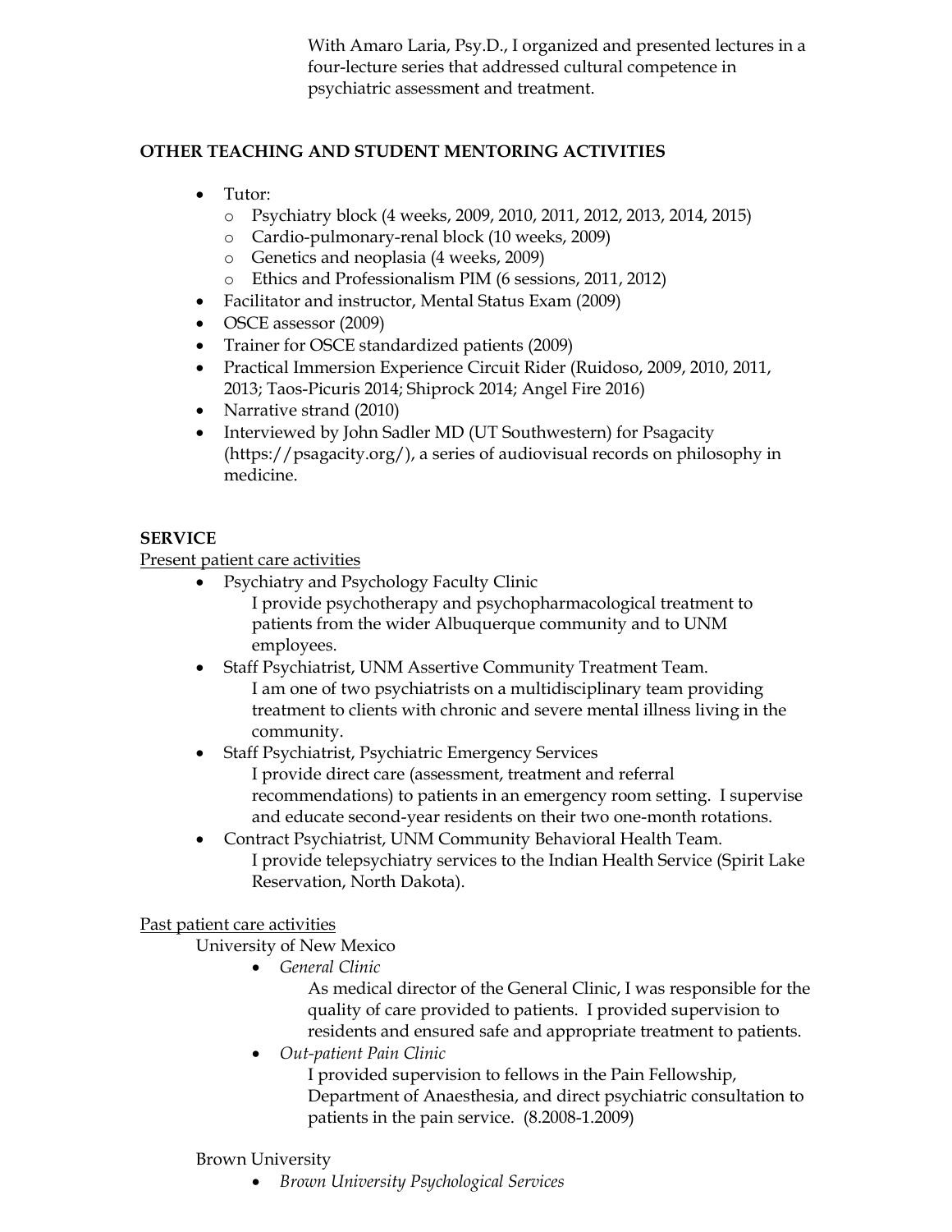With Amaro Laria, Psy.D., I organized and presented lectures in a four-lecture series that addressed cultural competence in psychiatric assessment and treatment.

**OTHER TEACHING AND STUDENT MENTORING ACTIVITIES**

- Tutor:
  - Psychiatry block (4 weeks, 2009, 2010, 2011, 2012, 2013, 2014, 2015)
  - Cardio-pulmonary-renal block (10 weeks, 2009)
  - Genetics and neoplasia (4 weeks, 2009)
  - Ethics and Professionalism PIM (6 sessions, 2011, 2012)
- Facilitator and instructor, Mental Status Exam (2009)
- OSCE assessor (2009)
- Trainer for OSCE standardized patients (2009)
- Practical Immersion Experience Circuit Rider (Ruidoso, 2009, 2010, 2011, 2013; Taos-Picuris 2014; Shiprock 2014; Angel Fire 2016)
- Narrative strand (2010)
- Interviewed by John Sadler MD (UT Southwestern) for Psagacity (https://psagacity.org/), a series of audiovisual records on philosophy in medicine.

**SERVICE**

Present patient care activities

- Psychiatry and Psychology Faculty Clinic
  
  I provide psychotherapy and psychopharmacological treatment to patients from the wider Albuquerque community and to UNM employees.
- Staff Psychiatrist, UNM Assertive Community Treatment Team.
  
  I am one of two psychiatrists on a multidisciplinary team providing treatment to clients with chronic and severe mental illness living in the community.
- Staff Psychiatrist, Psychiatric Emergency Services
  
  I provide direct care (assessment, treatment and referral recommendations) to patients in an emergency room setting. I supervise and educate second-year residents on their two one-month rotations.
- Contract Psychiatrist, UNM Community Behavioral Health Team.
  
  I provide telepsychiatry services to the Indian Health Service (Spirit Lake Reservation, North Dakota).

Past patient care activities

University of New Mexico

- *General Clinic*
  
  As medical director of the General Clinic, I was responsible for the quality of care provided to patients. I provided supervision to residents and ensured safe and appropriate treatment to patients.
- *Out-patient Pain Clinic*
  
  I provided supervision to fellows in the Pain Fellowship, Department of Anaesthesia, and direct psychiatric consultation to patients in the pain service. (8.2008-1.2009)

Brown University

- *Brown University Psychological Services*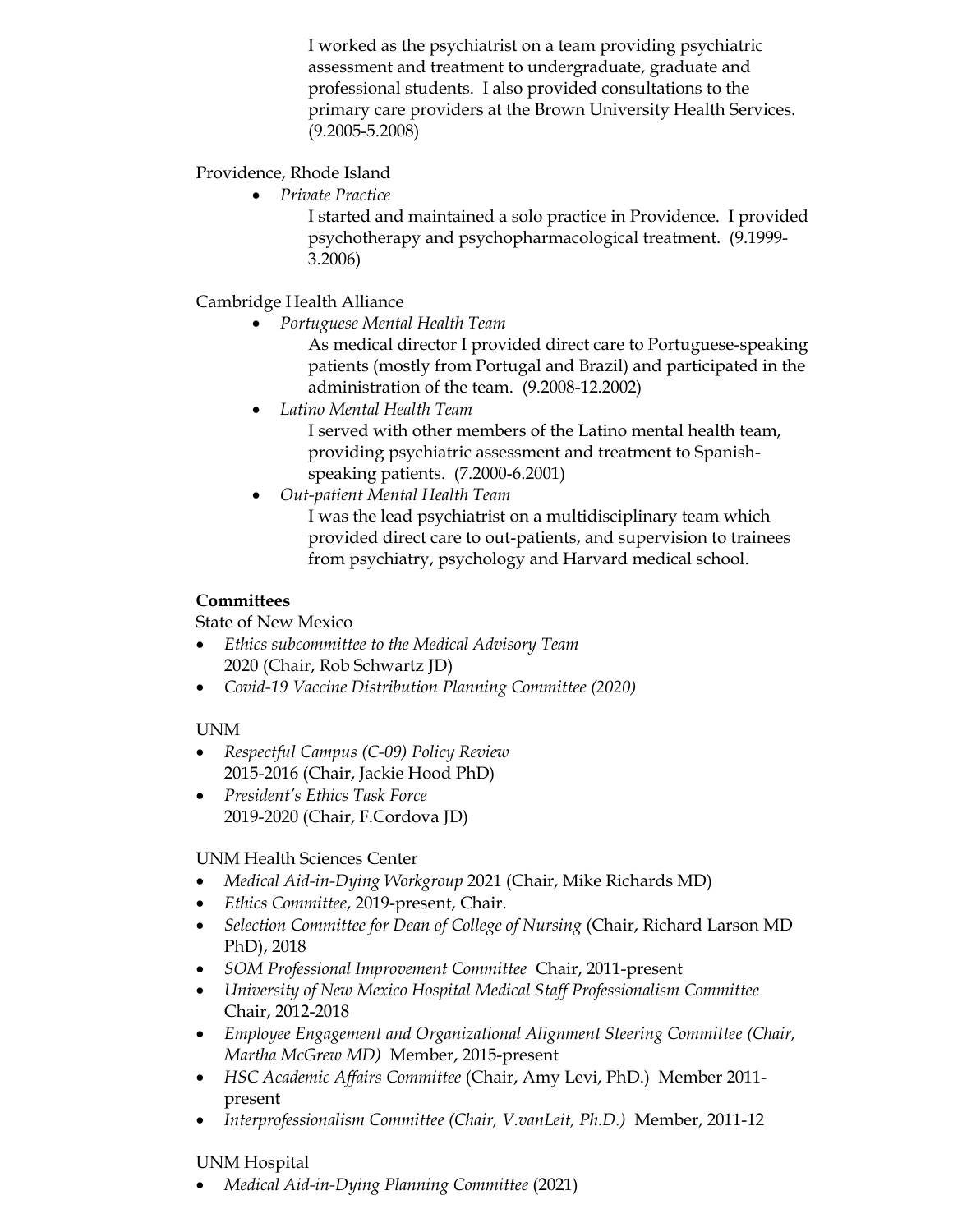I worked as the psychiatrist on a team providing psychiatric assessment and treatment to undergraduate, graduate and professional students. I also provided consultations to the primary care providers at the Brown University Health Services. (9.2005-5.2008)

Providence, Rhode Island

- *Private Practice*

  I started and maintained a solo practice in Providence. I provided psychotherapy and psychopharmacological treatment. (9.1999-3.2006)

Cambridge Health Alliance

- *Portuguese Mental Health Team*

  As medical director I provided direct care to Portuguese-speaking patients (mostly from Portugal and Brazil) and participated in the administration of the team. (9.2008-12.2002)
- *Latino Mental Health Team*

  I served with other members of the Latino mental health team, providing psychiatric assessment and treatment to Spanish-speaking patients. (7.2000-6.2001)
- *Out-patient Mental Health Team*

  I was the lead psychiatrist on a multidisciplinary team which provided direct care to out-patients, and supervision to trainees from psychiatry, psychology and Harvard medical school.

**Committees**

State of New Mexico

- *Ethics subcommittee to the Medical Advisory Team*
  2020 (Chair, Rob Schwartz JD)
- *Covid-19 Vaccine Distribution Planning Committee (2020)*

UNM

- *Respectful Campus (C-09) Policy Review*
  2015-2016 (Chair, Jackie Hood PhD)
- *President's Ethics Task Force*
  2019-2020 (Chair, F.Cordova JD)

UNM Health Sciences Center

- *Medical Aid-in-Dying Workgroup* 2021 (Chair, Mike Richards MD)
- *Ethics Committee*, 2019-present, Chair.
- *Selection Committee for Dean of College of Nursing* (Chair, Richard Larson MD PhD), 2018
- *SOM Professional Improvement Committee* Chair, 2011-present
- *University of New Mexico Hospital Medical Staff Professionalism Committee* Chair, 2012-2018
- *Employee Engagement and Organizational Alignment Steering Committee (Chair, Martha McGrew MD)* Member, 2015-present
- *HSC Academic Affairs Committee* (Chair, Amy Levi, PhD.) Member 2011-present
- *Interprofessionalism Committee (Chair, V.vanLeit, Ph.D.)* Member, 2011-12

UNM Hospital

- *Medical Aid-in-Dying Planning Committee* (2021)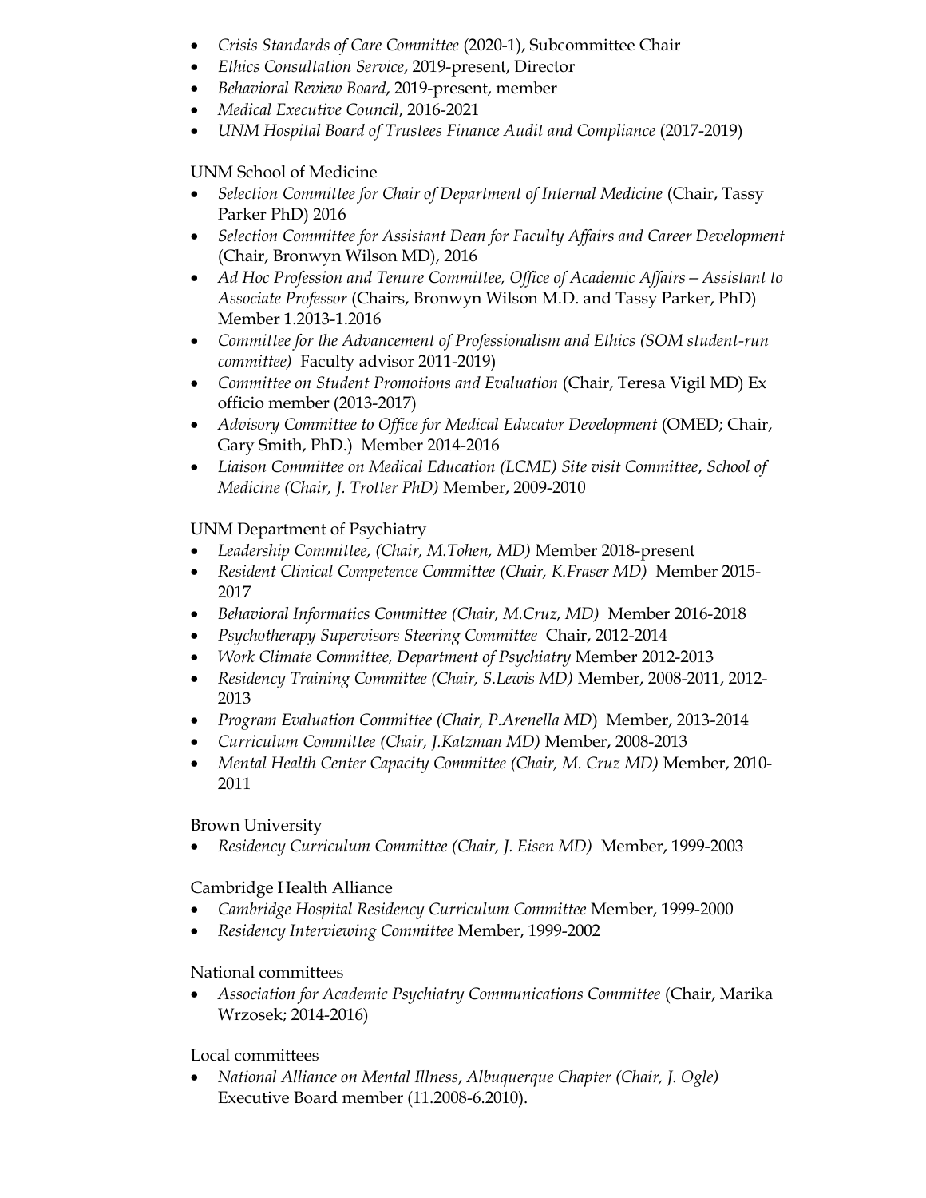- *Crisis Standards of Care Committee* (2020-1), Subcommittee Chair
- *Ethics Consultation Service*, 2019-present, Director
- *Behavioral Review Board*, 2019-present, member
- *Medical Executive Council*, 2016-2021
- *UNM Hospital Board of Trustees Finance Audit and Compliance* (2017-2019)

UNM School of Medicine

- *Selection Committee for Chair of Department of Internal Medicine* (Chair, Tassy Parker PhD) 2016
- *Selection Committee for Assistant Dean for Faculty Affairs and Career Development* (Chair, Bronwyn Wilson MD), 2016
- *Ad Hoc Profession and Tenure Committee, Office of Academic Affairs—Assistant to Associate Professor* (Chairs, Bronwyn Wilson M.D. and Tassy Parker, PhD) Member 1.2013-1.2016
- *Committee for the Advancement of Professionalism and Ethics (SOM student-run committee)* Faculty advisor 2011-2019)
- *Committee on Student Promotions and Evaluation* (Chair, Teresa Vigil MD) Ex officio member (2013-2017)
- *Advisory Committee to Office for Medical Educator Development* (OMED; Chair, Gary Smith, PhD.) Member 2014-2016
- *Liaison Committee on Medical Education (LCME) Site visit Committee*, *School of Medicine (Chair, J. Trotter PhD)* Member, 2009-2010

UNM Department of Psychiatry

- *Leadership Committee, (Chair, M.Tohen, MD)* Member 2018-present
- *Resident Clinical Competence Committee (Chair, K.Fraser MD)* Member 2015-2017
- *Behavioral Informatics Committee (Chair, M.Cruz, MD)* Member 2016-2018
- *Psychotherapy Supervisors Steering Committee* Chair, 2012-2014
- *Work Climate Committee, Department of Psychiatry* Member 2012-2013
- *Residency Training Committee (Chair, S.Lewis MD)* Member, 2008-2011, 2012-2013
- *Program Evaluation Committee (Chair, P.Arenella MD*) Member, 2013-2014
- *Curriculum Committee (Chair, J.Katzman MD)* Member, 2008-2013
- *Mental Health Center Capacity Committee (Chair, M. Cruz MD)* Member, 2010-2011

Brown University

- *Residency Curriculum Committee (Chair, J. Eisen MD)* Member, 1999-2003

Cambridge Health Alliance

- *Cambridge Hospital Residency Curriculum Committee* Member, 1999-2000
- *Residency Interviewing Committee* Member, 1999-2002

National committees

- *Association for Academic Psychiatry Communications Committee* (Chair, Marika Wrzosek; 2014-2016)

Local committees

- *National Alliance on Mental Illness*, *Albuquerque Chapter (Chair, J. Ogle)* Executive Board member (11.2008-6.2010).